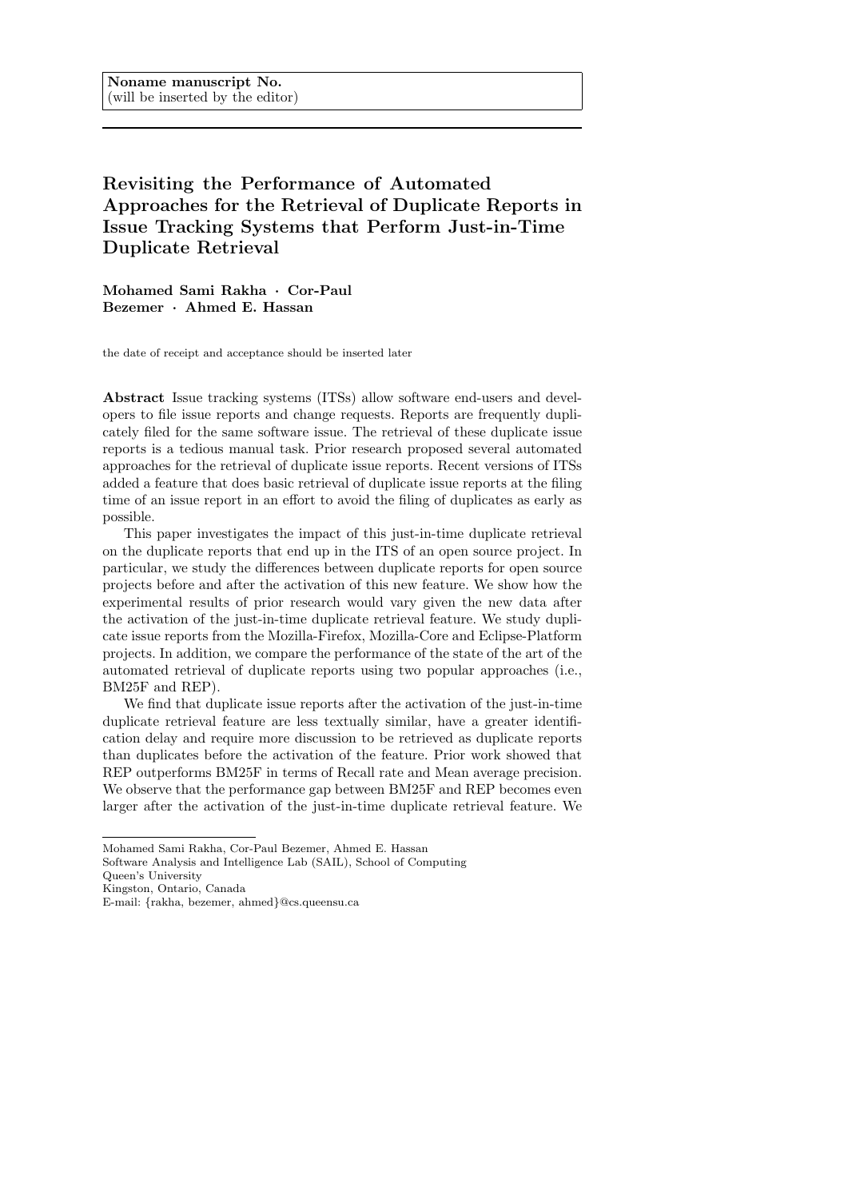**Noname manuscript No.**
(will be inserted by the editor)

# Revisiting the Performance of Automated Approaches for the Retrieval of Duplicate Reports in Issue Tracking Systems that Perform Just-in-Time Duplicate Retrieval

**Mohamed Sami Rakha · Cor-Paul Bezemer · Ahmed E. Hassan**

the date of receipt and acceptance should be inserted later

**Abstract** Issue tracking systems (ITSs) allow software end-users and developers to file issue reports and change requests. Reports are frequently duplicately filed for the same software issue. The retrieval of these duplicate issue reports is a tedious manual task. Prior research proposed several automated approaches for the retrieval of duplicate issue reports. Recent versions of ITSs added a feature that does basic retrieval of duplicate issue reports at the filing time of an issue report in an effort to avoid the filing of duplicates as early as possible.

This paper investigates the impact of this just-in-time duplicate retrieval on the duplicate reports that end up in the ITS of an open source project. In particular, we study the differences between duplicate reports for open source projects before and after the activation of this new feature. We show how the experimental results of prior research would vary given the new data after the activation of the just-in-time duplicate retrieval feature. We study duplicate issue reports from the Mozilla-Firefox, Mozilla-Core and Eclipse-Platform projects. In addition, we compare the performance of the state of the art of the automated retrieval of duplicate reports using two popular approaches (i.e., BM25F and REP).

We find that duplicate issue reports after the activation of the just-in-time duplicate retrieval feature are less textually similar, have a greater identification delay and require more discussion to be retrieved as duplicate reports than duplicates before the activation of the feature. Prior work showed that REP outperforms BM25F in terms of Recall rate and Mean average precision. We observe that the performance gap between BM25F and REP becomes even larger after the activation of the just-in-time duplicate retrieval feature. We

---

Mohamed Sami Rakha, Cor-Paul Bezemer, Ahmed E. Hassan
Software Analysis and Intelligence Lab (SAIL), School of Computing
Queen's University
Kingston, Ontario, Canada
E-mail: {rakha, bezemer, ahmed}@cs.queensu.ca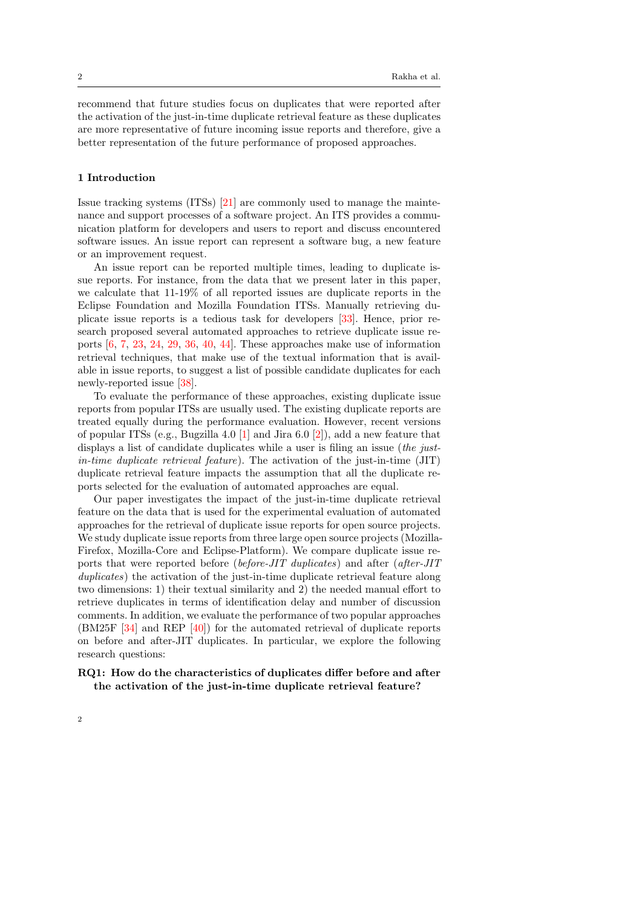recommend that future studies focus on duplicates that were reported after the activation of the just-in-time duplicate retrieval feature as these duplicates are more representative of future incoming issue reports and therefore, give a better representation of the future performance of proposed approaches.

## 1 Introduction

Issue tracking systems (ITSs) [21] are commonly used to manage the maintenance and support processes of a software project. An ITS provides a communication platform for developers and users to report and discuss encountered software issues. An issue report can represent a software bug, a new feature or an improvement request.

An issue report can be reported multiple times, leading to duplicate issue reports. For instance, from the data that we present later in this paper, we calculate that 11-19% of all reported issues are duplicate reports in the Eclipse Foundation and Mozilla Foundation ITSs. Manually retrieving duplicate issue reports is a tedious task for developers [33]. Hence, prior research proposed several automated approaches to retrieve duplicate issue reports [6, 7, 23, 24, 29, 36, 40, 44]. These approaches make use of information retrieval techniques, that make use of the textual information that is available in issue reports, to suggest a list of possible candidate duplicates for each newly-reported issue [38].

To evaluate the performance of these approaches, existing duplicate issue reports from popular ITSs are usually used. The existing duplicate reports are treated equally during the performance evaluation. However, recent versions of popular ITSs (e.g., Bugzilla 4.0 [1] and Jira 6.0 [2]), add a new feature that displays a list of candidate duplicates while a user is filing an issue (*the just-in-time duplicate retrieval feature*). The activation of the just-in-time (JIT) duplicate retrieval feature impacts the assumption that all the duplicate reports selected for the evaluation of automated approaches are equal.

Our paper investigates the impact of the just-in-time duplicate retrieval feature on the data that is used for the experimental evaluation of automated approaches for the retrieval of duplicate issue reports for open source projects. We study duplicate issue reports from three large open source projects (Mozilla-Firefox, Mozilla-Core and Eclipse-Platform). We compare duplicate issue reports that were reported before (*before-JIT duplicates*) and after (*after-JIT duplicates*) the activation of the just-in-time duplicate retrieval feature along two dimensions: 1) their textual similarity and 2) the needed manual effort to retrieve duplicates in terms of identification delay and number of discussion comments. In addition, we evaluate the performance of two popular approaches (BM25F [34] and REP [40]) for the automated retrieval of duplicate reports on before and after-JIT duplicates. In particular, we explore the following research questions:

**RQ1: How do the characteristics of duplicates differ before and after the activation of the just-in-time duplicate retrieval feature?**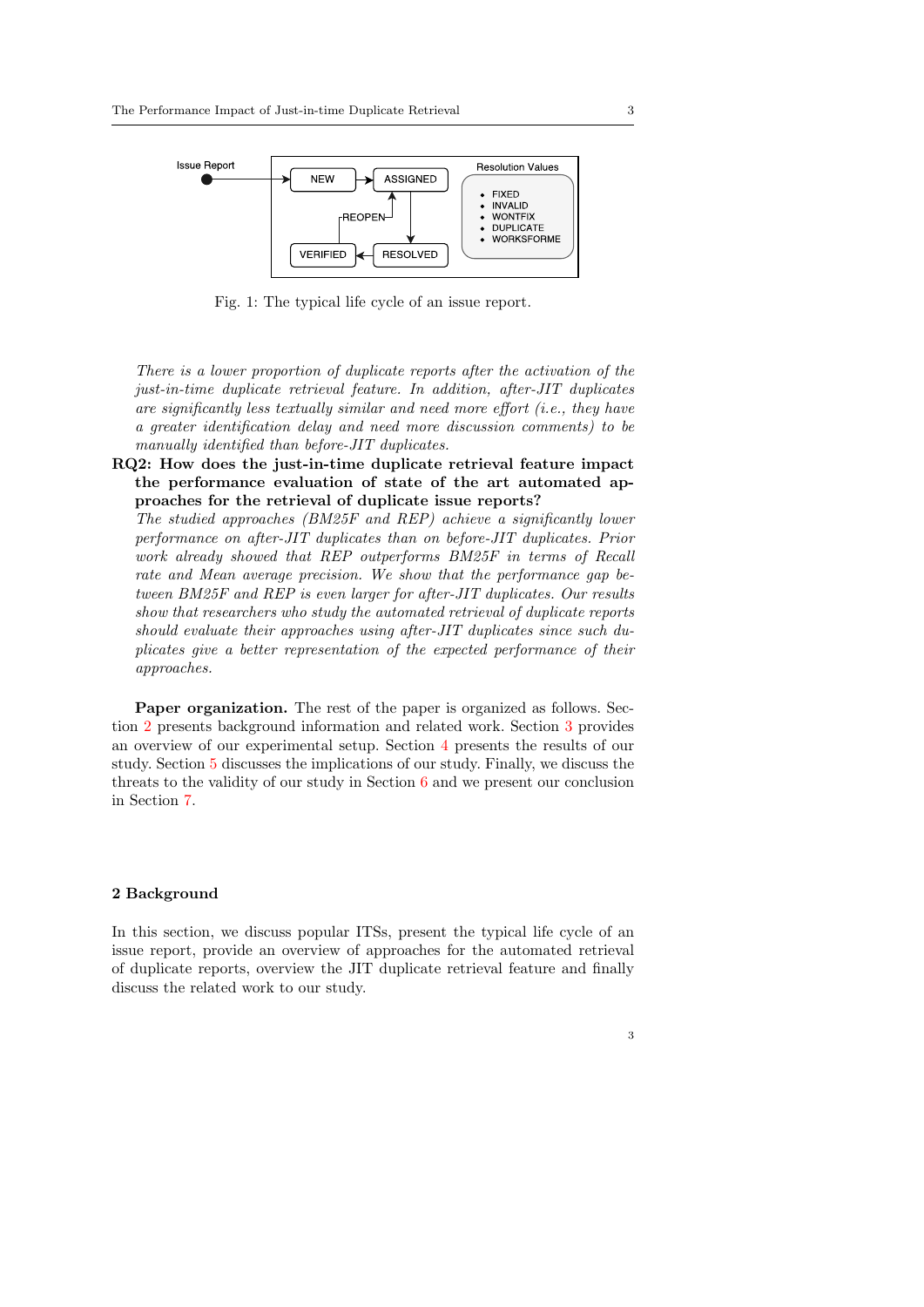Fig. 1: The typical life cycle of an issue report.

*There is a lower proportion of duplicate reports after the activation of the just-in-time duplicate retrieval feature. In addition, after-JIT duplicates are significantly less textually similar and need more effort (i.e., they have a greater identification delay and need more discussion comments) to be manually identified than before-JIT duplicates.*

**RQ2: How does the just-in-time duplicate retrieval feature impact the performance evaluation of state of the art automated approaches for the retrieval of duplicate issue reports?**

*The studied approaches (BM25F and REP) achieve a significantly lower performance on after-JIT duplicates than on before-JIT duplicates. Prior work already showed that REP outperforms BM25F in terms of Recall rate and Mean average precision. We show that the performance gap between BM25F and REP is even larger for after-JIT duplicates. Our results show that researchers who study the automated retrieval of duplicate reports should evaluate their approaches using after-JIT duplicates since such duplicates give a better representation of the expected performance of their approaches.*

**Paper organization.** The rest of the paper is organized as follows. Section 2 presents background information and related work. Section 3 provides an overview of our experimental setup. Section 4 presents the results of our study. Section 5 discusses the implications of our study. Finally, we discuss the threats to the validity of our study in Section 6 and we present our conclusion in Section 7.

## 2 Background

In this section, we discuss popular ITSs, present the typical life cycle of an issue report, provide an overview of approaches for the automated retrieval of duplicate reports, overview the JIT duplicate retrieval feature and finally discuss the related work to our study.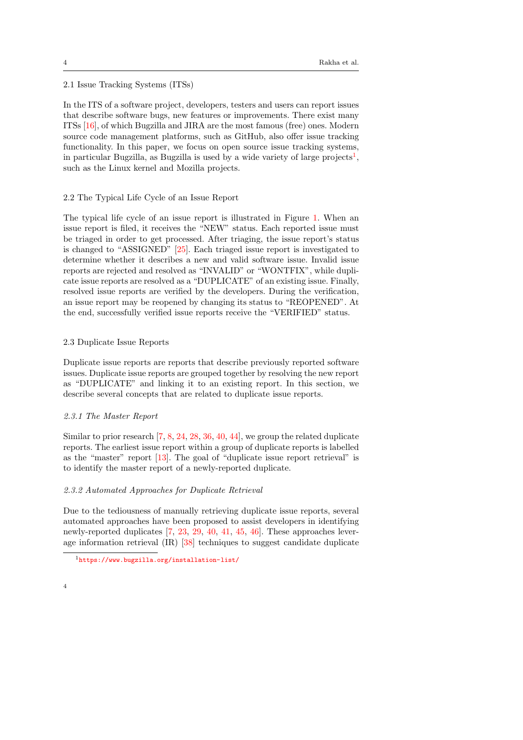## 2.1 Issue Tracking Systems (ITSs)

In the ITS of a software project, developers, testers and users can report issues that describe software bugs, new features or improvements. There exist many ITSs [16], of which Bugzilla and JIRA are the most famous (free) ones. Modern source code management platforms, such as GitHub, also offer issue tracking functionality. In this paper, we focus on open source issue tracking systems, in particular Bugzilla, as Bugzilla is used by a wide variety of large projects[1], such as the Linux kernel and Mozilla projects.

## 2.2 The Typical Life Cycle of an Issue Report

The typical life cycle of an issue report is illustrated in Figure 1. When an issue report is filed, it receives the "NEW" status. Each reported issue must be triaged in order to get processed. After triaging, the issue report's status is changed to "ASSIGNED" [25]. Each triaged issue report is investigated to determine whether it describes a new and valid software issue. Invalid issue reports are rejected and resolved as "INVALID" or "WONTFIX", while duplicate issue reports are resolved as a "DUPLICATE" of an existing issue. Finally, resolved issue reports are verified by the developers. During the verification, an issue report may be reopened by changing its status to "REOPENED". At the end, successfully verified issue reports receive the "VERIFIED" status.

## 2.3 Duplicate Issue Reports

Duplicate issue reports are reports that describe previously reported software issues. Duplicate issue reports are grouped together by resolving the new report as "DUPLICATE" and linking it to an existing report. In this section, we describe several concepts that are related to duplicate issue reports.

### *2.3.1 The Master Report*

Similar to prior research [7, 8, 24, 28, 36, 40, 44], we group the related duplicate reports. The earliest issue report within a group of duplicate reports is labelled as the "master" report [13]. The goal of "duplicate issue report retrieval" is to identify the master report of a newly-reported duplicate.

### *2.3.2 Automated Approaches for Duplicate Retrieval*

Due to the tediousness of manually retrieving duplicate issue reports, several automated approaches have been proposed to assist developers in identifying newly-reported duplicates [7, 23, 29, 40, 41, 45, 46]. These approaches leverage information retrieval (IR) [38] techniques to suggest candidate duplicate

[1] https://www.bugzilla.org/installation-list/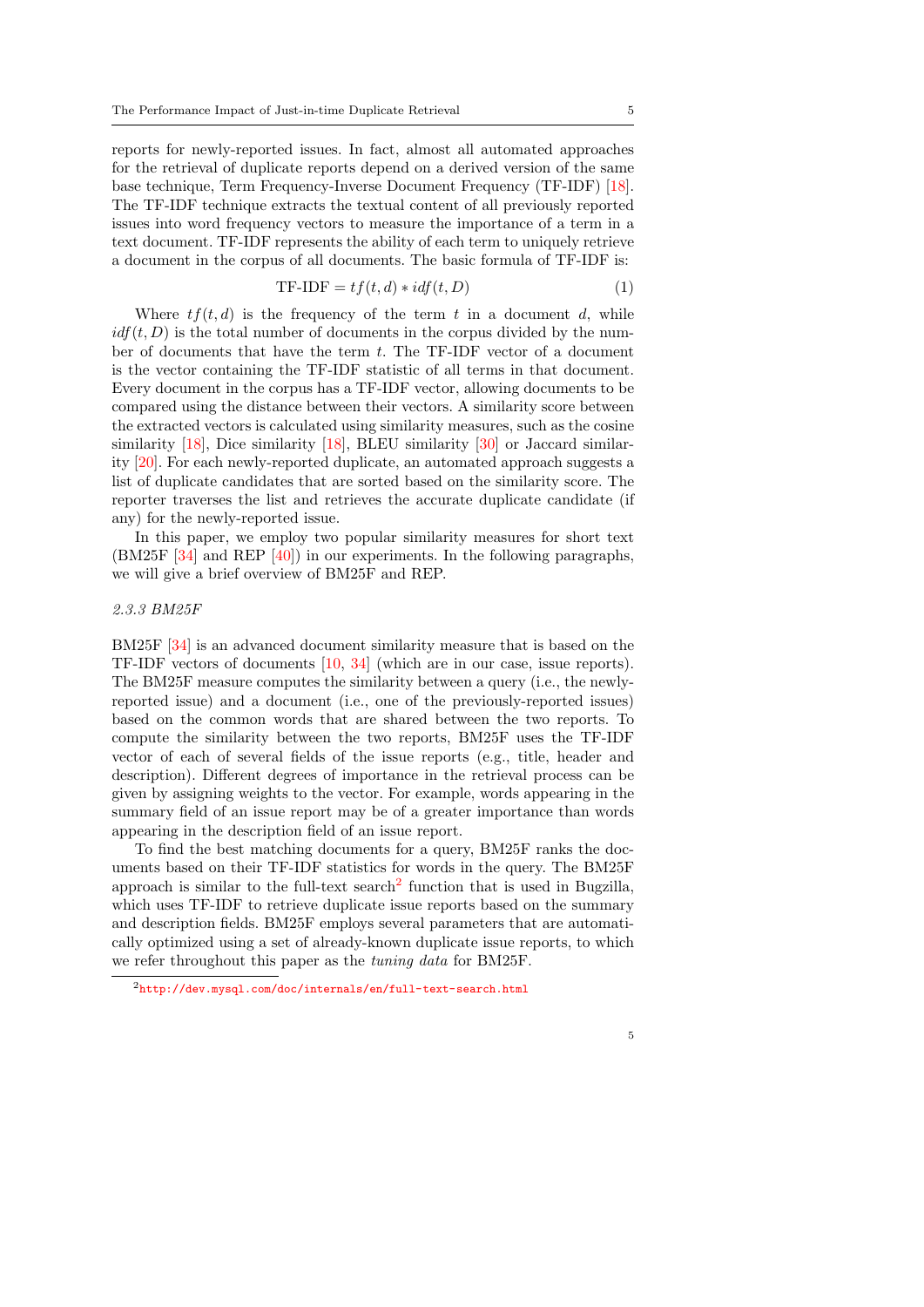reports for newly-reported issues. In fact, almost all automated approaches for the retrieval of duplicate reports depend on a derived version of the same base technique, Term Frequency-Inverse Document Frequency (TF-IDF) [18]. The TF-IDF technique extracts the textual content of all previously reported issues into word frequency vectors to measure the importance of a term in a text document. TF-IDF represents the ability of each term to uniquely retrieve a document in the corpus of all documents. The basic formula of TF-IDF is:

$$\text{TF-IDF} = tf(t, d) * idf(t, D) \tag{1}$$

Where $tf(t, d)$ is the frequency of the term $t$ in a document $d$, while $idf(t, D)$ is the total number of documents in the corpus divided by the number of documents that have the term $t$. The TF-IDF vector of a document is the vector containing the TF-IDF statistic of all terms in that document. Every document in the corpus has a TF-IDF vector, allowing documents to be compared using the distance between their vectors. A similarity score between the extracted vectors is calculated using similarity measures, such as the cosine similarity [18], Dice similarity [18], BLEU similarity [30] or Jaccard similarity [20]. For each newly-reported duplicate, an automated approach suggests a list of duplicate candidates that are sorted based on the similarity score. The reporter traverses the list and retrieves the accurate duplicate candidate (if any) for the newly-reported issue.

In this paper, we employ two popular similarity measures for short text (BM25F [34] and REP [40]) in our experiments. In the following paragraphs, we will give a brief overview of BM25F and REP.

#### *2.3.3 BM25F*

BM25F [34] is an advanced document similarity measure that is based on the TF-IDF vectors of documents [10, 34] (which are in our case, issue reports). The BM25F measure computes the similarity between a query (i.e., the newly-reported issue) and a document (i.e., one of the previously-reported issues) based on the common words that are shared between the two reports. To compute the similarity between the two reports, BM25F uses the TF-IDF vector of each of several fields of the issue reports (e.g., title, header and description). Different degrees of importance in the retrieval process can be given by assigning weights to the vector. For example, words appearing in the summary field of an issue report may be of a greater importance than words appearing in the description field of an issue report.

To find the best matching documents for a query, BM25F ranks the documents based on their TF-IDF statistics for words in the query. The BM25F approach is similar to the full-text search[2] function that is used in Bugzilla, which uses TF-IDF to retrieve duplicate issue reports based on the summary and description fields. BM25F employs several parameters that are automatically optimized using a set of already-known duplicate issue reports, to which we refer throughout this paper as the *tuning data* for BM25F.

[2] http://dev.mysql.com/doc/internals/en/full-text-search.html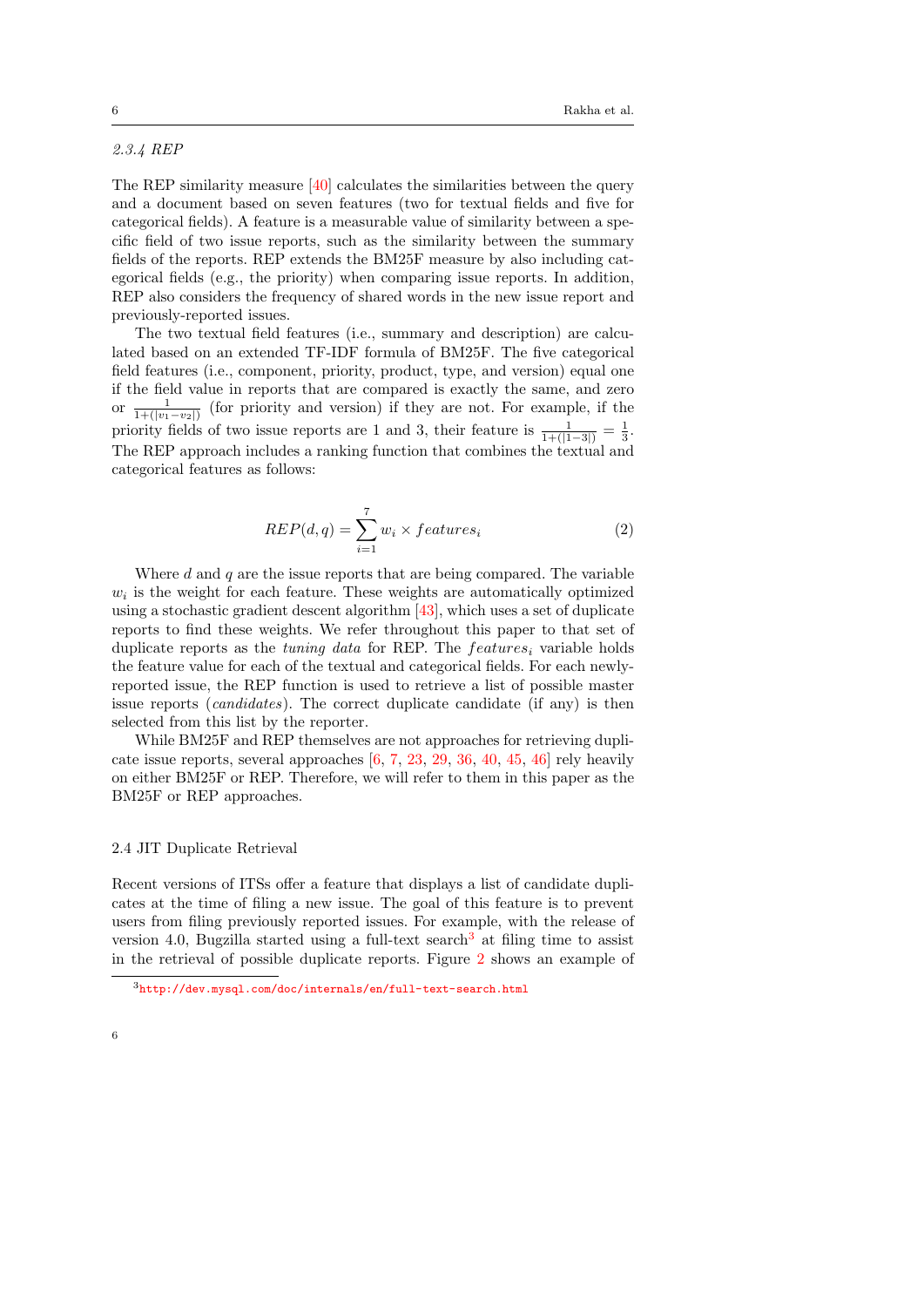### 2.3.4 REP

The REP similarity measure [40] calculates the similarities between the query and a document based on seven features (two for textual fields and five for categorical fields). A feature is a measurable value of similarity between a specific field of two issue reports, such as the similarity between the summary fields of the reports. REP extends the BM25F measure by also including categorical fields (e.g., the priority) when comparing issue reports. In addition, REP also considers the frequency of shared words in the new issue report and previously-reported issues.

The two textual field features (i.e., summary and description) are calculated based on an extended TF-IDF formula of BM25F. The five categorical field features (i.e., component, priority, product, type, and version) equal one if the field value in reports that are compared is exactly the same, and zero or $\frac{1}{1+(|v_1-v_2|)}$ (for priority and version) if they are not. For example, if the priority fields of two issue reports are 1 and 3, their feature is $\frac{1}{1+(|1-3|)} = \frac{1}{3}$. The REP approach includes a ranking function that combines the textual and categorical features as follows:

$$REP(d, q) = \sum_{i=1}^{7} w_i \times features_i \tag{2}$$

Where $d$ and $q$ are the issue reports that are being compared. The variable $w_i$ is the weight for each feature. These weights are automatically optimized using a stochastic gradient descent algorithm [43], which uses a set of duplicate reports to find these weights. We refer throughout this paper to that set of duplicate reports as the *tuning data* for REP. The $features_i$ variable holds the feature value for each of the textual and categorical fields. For each newly-reported issue, the REP function is used to retrieve a list of possible master issue reports (*candidates*). The correct duplicate candidate (if any) is then selected from this list by the reporter.

While BM25F and REP themselves are not approaches for retrieving duplicate issue reports, several approaches [6, 7, 23, 29, 36, 40, 45, 46] rely heavily on either BM25F or REP. Therefore, we will refer to them in this paper as the BM25F or REP approaches.

## 2.4 JIT Duplicate Retrieval

Recent versions of ITSs offer a feature that displays a list of candidate duplicates at the time of filing a new issue. The goal of this feature is to prevent users from filing previously reported issues. For example, with the release of version 4.0, Bugzilla started using a full-text search[3] at filing time to assist in the retrieval of possible duplicate reports. Figure 2 shows an example of

[3] http://dev.mysql.com/doc/internals/en/full-text-search.html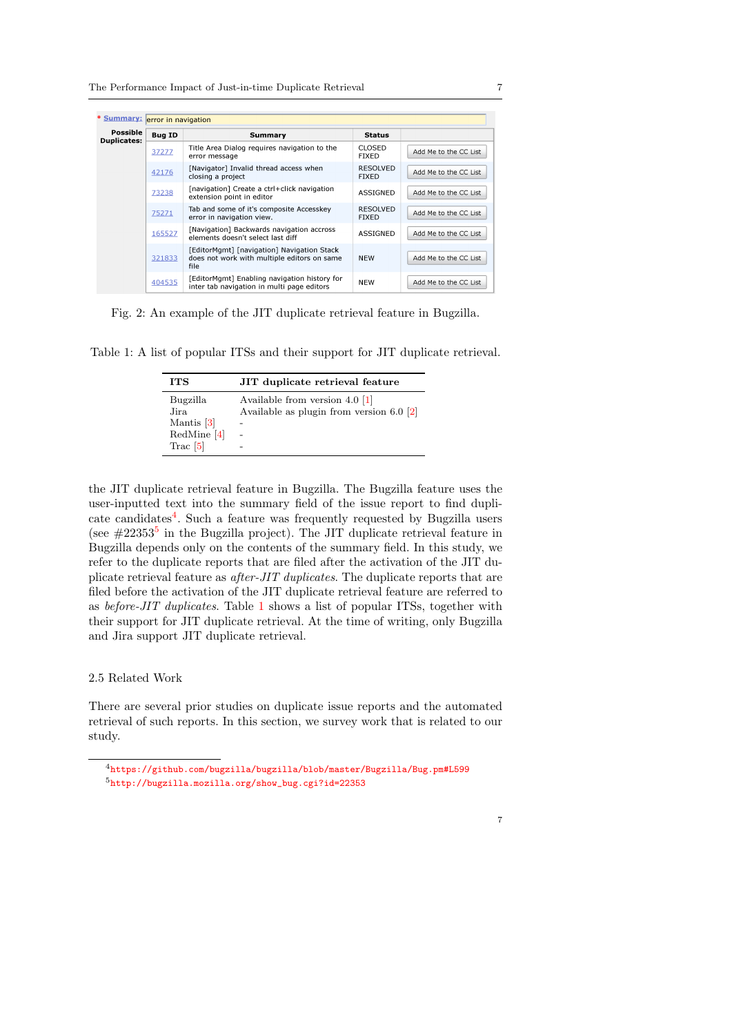| Bug ID | Summary | Status | |
|---|---|---|---|
| 37277 | Title Area Dialog requires navigation to the error message | CLOSED FIXED | Add Me to the CC List |
| 42176 | [Navigator] Invalid thread access when closing a project | RESOLVED FIXED | Add Me to the CC List |
| 73238 | [navigation] Create a ctrl+click navigation extension point in editor | ASSIGNED | Add Me to the CC List |
| 75271 | Tab and some of it's composite Accesskey error in navigation view. | RESOLVED FIXED | Add Me to the CC List |
| 165527 | [Navigation] Backwards navigation accross elements doesn't select last diff | ASSIGNED | Add Me to the CC List |
| 321833 | [EditorMgmt] [navigation] Navigation Stack does not work with multiple editors on same file | NEW | Add Me to the CC List |
| 404535 | [EditorMgmt] Enabling navigation history for inter tab navigation in multi page editors | NEW | Add Me to the CC List |

Fig. 2: An example of the JIT duplicate retrieval feature in Bugzilla.

Table 1: A list of popular ITSs and their support for JIT duplicate retrieval.

| ITS | JIT duplicate retrieval feature |
|---|---|
| Bugzilla | Available from version 4.0 [1] |
| Jira | Available as plugin from version 6.0 [2] |
| Mantis [3] | - |
| RedMine [4] | - |
| Trac [5] | - |

the JIT duplicate retrieval feature in Bugzilla. The Bugzilla feature uses the user-inputted text into the summary field of the issue report to find duplicate candidates[4]. Such a feature was frequently requested by Bugzilla users (see #22353[5] in the Bugzilla project). The JIT duplicate retrieval feature in Bugzilla depends only on the contents of the summary field. In this study, we refer to the duplicate reports that are filed after the activation of the JIT duplicate retrieval feature as *after-JIT duplicates*. The duplicate reports that are filed before the activation of the JIT duplicate retrieval feature are referred to as *before-JIT duplicates*. Table 1 shows a list of popular ITSs, together with their support for JIT duplicate retrieval. At the time of writing, only Bugzilla and Jira support JIT duplicate retrieval.

### 2.5 Related Work

There are several prior studies on duplicate issue reports and the automated retrieval of such reports. In this section, we survey work that is related to our study.

---

[4] https://github.com/bugzilla/bugzilla/blob/master/Bugzilla/Bug.pm#L599

[5] http://bugzilla.mozilla.org/show_bug.cgi?id=22353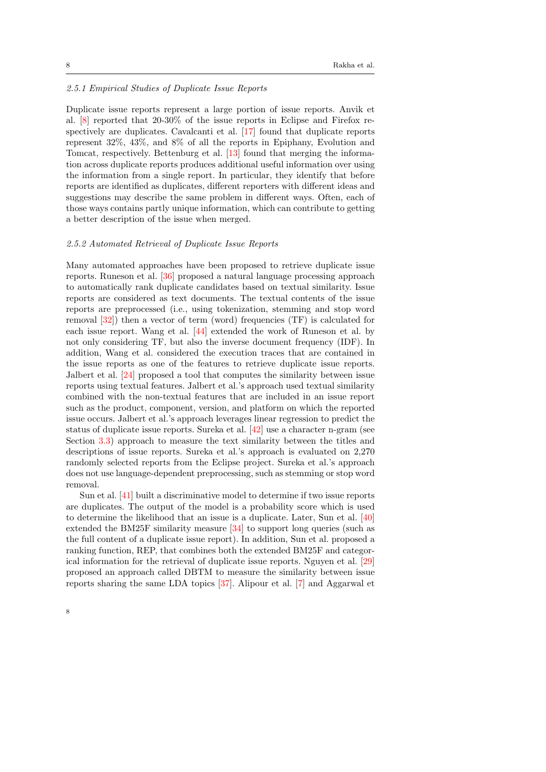#### 2.5.1 Empirical Studies of Duplicate Issue Reports

Duplicate issue reports represent a large portion of issue reports. Anvik et al. [8] reported that 20-30% of the issue reports in Eclipse and Firefox respectively are duplicates. Cavalcanti et al. [17] found that duplicate reports represent 32%, 43%, and 8% of all the reports in Epiphany, Evolution and Tomcat, respectively. Bettenburg et al. [13] found that merging the information across duplicate reports produces additional useful information over using the information from a single report. In particular, they identify that before reports are identified as duplicates, different reporters with different ideas and suggestions may describe the same problem in different ways. Often, each of those ways contains partly unique information, which can contribute to getting a better description of the issue when merged.

#### 2.5.2 Automated Retrieval of Duplicate Issue Reports

Many automated approaches have been proposed to retrieve duplicate issue reports. Runeson et al. [36] proposed a natural language processing approach to automatically rank duplicate candidates based on textual similarity. Issue reports are considered as text documents. The textual contents of the issue reports are preprocessed (i.e., using tokenization, stemming and stop word removal [32]) then a vector of term (word) frequencies (TF) is calculated for each issue report. Wang et al. [44] extended the work of Runeson et al. by not only considering TF, but also the inverse document frequency (IDF). In addition, Wang et al. considered the execution traces that are contained in the issue reports as one of the features to retrieve duplicate issue reports. Jalbert et al. [24] proposed a tool that computes the similarity between issue reports using textual features. Jalbert et al.'s approach used textual similarity combined with the non-textual features that are included in an issue report such as the product, component, version, and platform on which the reported issue occurs. Jalbert et al.'s approach leverages linear regression to predict the status of duplicate issue reports. Sureka et al. [42] use a character n-gram (see Section 3.3) approach to measure the text similarity between the titles and descriptions of issue reports. Sureka et al.'s approach is evaluated on 2,270 randomly selected reports from the Eclipse project. Sureka et al.'s approach does not use language-dependent preprocessing, such as stemming or stop word removal.

Sun et al. [41] built a discriminative model to determine if two issue reports are duplicates. The output of the model is a probability score which is used to determine the likelihood that an issue is a duplicate. Later, Sun et al. [40] extended the BM25F similarity measure [34] to support long queries (such as the full content of a duplicate issue report). In addition, Sun et al. proposed a ranking function, REP, that combines both the extended BM25F and categorical information for the retrieval of duplicate issue reports. Nguyen et al. [29] proposed an approach called DBTM to measure the similarity between issue reports sharing the same LDA topics [37]. Alipour et al. [7] and Aggarwal et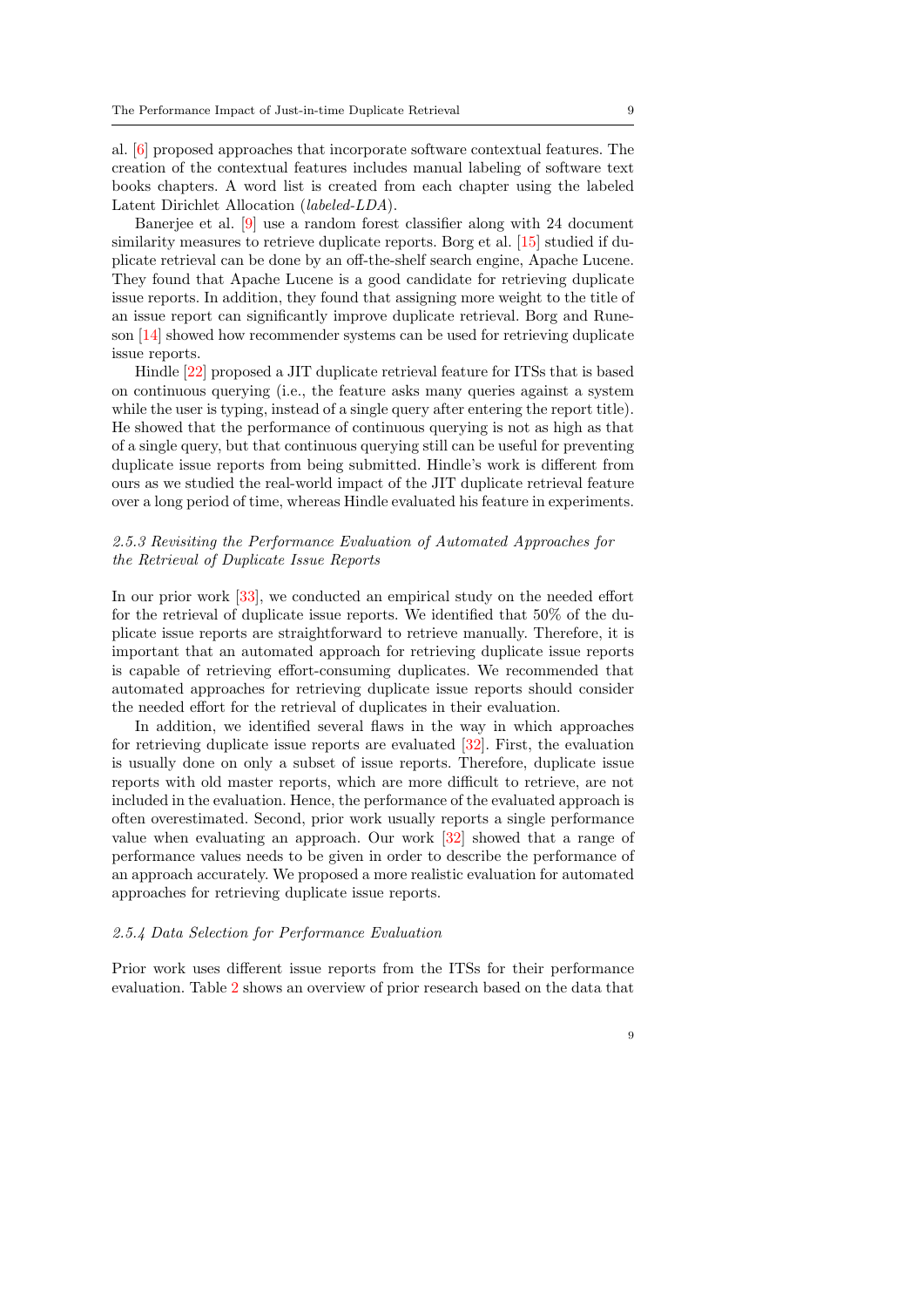al. [6] proposed approaches that incorporate software contextual features. The creation of the contextual features includes manual labeling of software text books chapters. A word list is created from each chapter using the labeled Latent Dirichlet Allocation (*labeled-LDA*).

Banerjee et al. [9] use a random forest classifier along with 24 document similarity measures to retrieve duplicate reports. Borg et al. [15] studied if duplicate retrieval can be done by an off-the-shelf search engine, Apache Lucene. They found that Apache Lucene is a good candidate for retrieving duplicate issue reports. In addition, they found that assigning more weight to the title of an issue report can significantly improve duplicate retrieval. Borg and Runeson [14] showed how recommender systems can be used for retrieving duplicate issue reports.

Hindle [22] proposed a JIT duplicate retrieval feature for ITSs that is based on continuous querying (i.e., the feature asks many queries against a system while the user is typing, instead of a single query after entering the report title). He showed that the performance of continuous querying is not as high as that of a single query, but that continuous querying still can be useful for preventing duplicate issue reports from being submitted. Hindle's work is different from ours as we studied the real-world impact of the JIT duplicate retrieval feature over a long period of time, whereas Hindle evaluated his feature in experiments.

#### *2.5.3 Revisiting the Performance Evaluation of Automated Approaches for the Retrieval of Duplicate Issue Reports*

In our prior work [33], we conducted an empirical study on the needed effort for the retrieval of duplicate issue reports. We identified that 50% of the duplicate issue reports are straightforward to retrieve manually. Therefore, it is important that an automated approach for retrieving duplicate issue reports is capable of retrieving effort-consuming duplicates. We recommended that automated approaches for retrieving duplicate issue reports should consider the needed effort for the retrieval of duplicates in their evaluation.

In addition, we identified several flaws in the way in which approaches for retrieving duplicate issue reports are evaluated [32]. First, the evaluation is usually done on only a subset of issue reports. Therefore, duplicate issue reports with old master reports, which are more difficult to retrieve, are not included in the evaluation. Hence, the performance of the evaluated approach is often overestimated. Second, prior work usually reports a single performance value when evaluating an approach. Our work [32] showed that a range of performance values needs to be given in order to describe the performance of an approach accurately. We proposed a more realistic evaluation for automated approaches for retrieving duplicate issue reports.

#### *2.5.4 Data Selection for Performance Evaluation*

Prior work uses different issue reports from the ITSs for their performance evaluation. Table 2 shows an overview of prior research based on the data that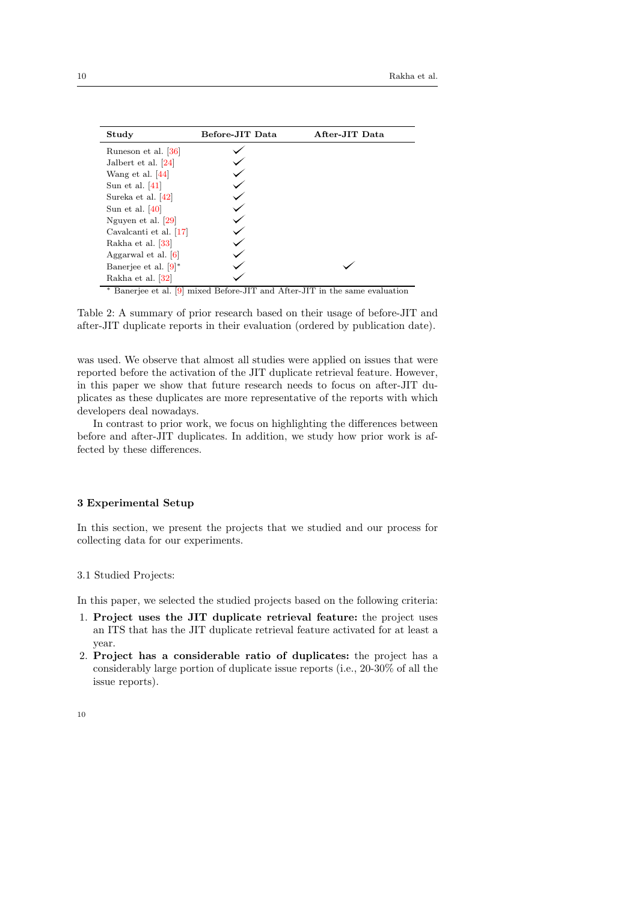| Study | Before-JIT Data | After-JIT Data |
|---|---|---|
| Runeson et al. [36] | ✓ | |
| Jalbert et al. [24] | ✓ | |
| Wang et al. [44] | ✓ | |
| Sun et al. [41] | ✓ | |
| Sureka et al. [42] | ✓ | |
| Sun et al. [40] | ✓ | |
| Nguyen et al. [29] | ✓ | |
| Cavalcanti et al. [17] | ✓ | |
| Rakha et al. [33] | ✓ | |
| Aggarwal et al. [6] | ✓ | |
| Banerjee et al. [9]* | ✓ | ✓ |
| Rakha et al. [32] | ✓ | |

* Banerjee et al. [9] mixed Before-JIT and After-JIT in the same evaluation

Table 2: A summary of prior research based on their usage of before-JIT and after-JIT duplicate reports in their evaluation (ordered by publication date).

was used. We observe that almost all studies were applied on issues that were reported before the activation of the JIT duplicate retrieval feature. However, in this paper we show that future research needs to focus on after-JIT duplicates as these duplicates are more representative of the reports with which developers deal nowadays.

In contrast to prior work, we focus on highlighting the differences between before and after-JIT duplicates. In addition, we study how prior work is affected by these differences.

## 3 Experimental Setup

In this section, we present the projects that we studied and our process for collecting data for our experiments.

### 3.1 Studied Projects:

In this paper, we selected the studied projects based on the following criteria:

1. **Project uses the JIT duplicate retrieval feature:** the project uses an ITS that has the JIT duplicate retrieval feature activated for at least a year.
2. **Project has a considerable ratio of duplicates:** the project has a considerably large portion of duplicate issue reports (i.e., 20-30% of all the issue reports).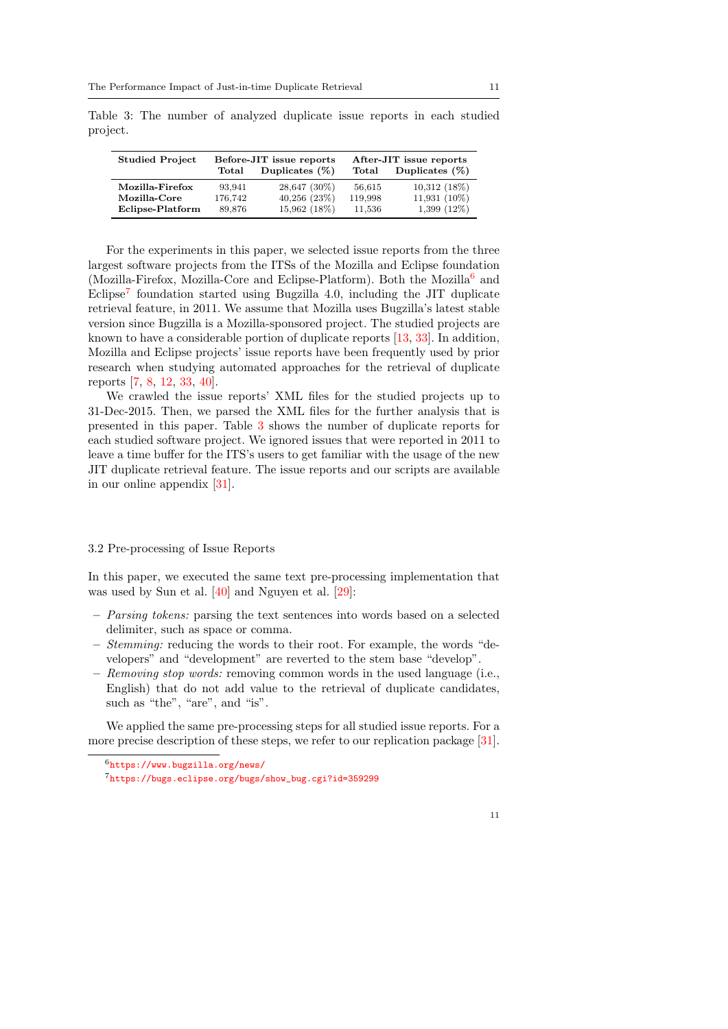Table 3: The number of analyzed duplicate issue reports in each studied project.

| Studied Project | Before-JIT issue reports | | After-JIT issue reports | |
|---|---|---|---|---|
| | Total | Duplicates (%) | Total | Duplicates (%) |
| **Mozilla-Firefox** | 93,941 | 28,647 (30%) | 56,615 | 10,312 (18%) |
| **Mozilla-Core** | 176,742 | 40,256 (23%) | 119,998 | 11,931 (10%) |
| **Eclipse-Platform** | 89,876 | 15,962 (18%) | 11,536 | 1,399 (12%) |

For the experiments in this paper, we selected issue reports from the three largest software projects from the ITSs of the Mozilla and Eclipse foundation (Mozilla-Firefox, Mozilla-Core and Eclipse-Platform). Both the Mozilla[6] and Eclipse[7] foundation started using Bugzilla 4.0, including the JIT duplicate retrieval feature, in 2011. We assume that Mozilla uses Bugzilla's latest stable version since Bugzilla is a Mozilla-sponsored project. The studied projects are known to have a considerable portion of duplicate reports [13, 33]. In addition, Mozilla and Eclipse projects' issue reports have been frequently used by prior research when studying automated approaches for the retrieval of duplicate reports [7, 8, 12, 33, 40].

We crawled the issue reports' XML files for the studied projects up to 31-Dec-2015. Then, we parsed the XML files for the further analysis that is presented in this paper. Table 3 shows the number of duplicate reports for each studied software project. We ignored issues that were reported in 2011 to leave a time buffer for the ITS's users to get familiar with the usage of the new JIT duplicate retrieval feature. The issue reports and our scripts are available in our online appendix [31].

### 3.2 Pre-processing of Issue Reports

In this paper, we executed the same text pre-processing implementation that was used by Sun et al. [40] and Nguyen et al. [29]:

- *Parsing tokens:* parsing the text sentences into words based on a selected delimiter, such as space or comma.
- *Stemming:* reducing the words to their root. For example, the words "developers" and "development" are reverted to the stem base "develop".
- *Removing stop words:* removing common words in the used language (i.e., English) that do not add value to the retrieval of duplicate candidates, such as "the", "are", and "is".

We applied the same pre-processing steps for all studied issue reports. For a more precise description of these steps, we refer to our replication package [31].

[6] https://www.bugzilla.org/news/

[7] https://bugs.eclipse.org/bugs/show_bug.cgi?id=359299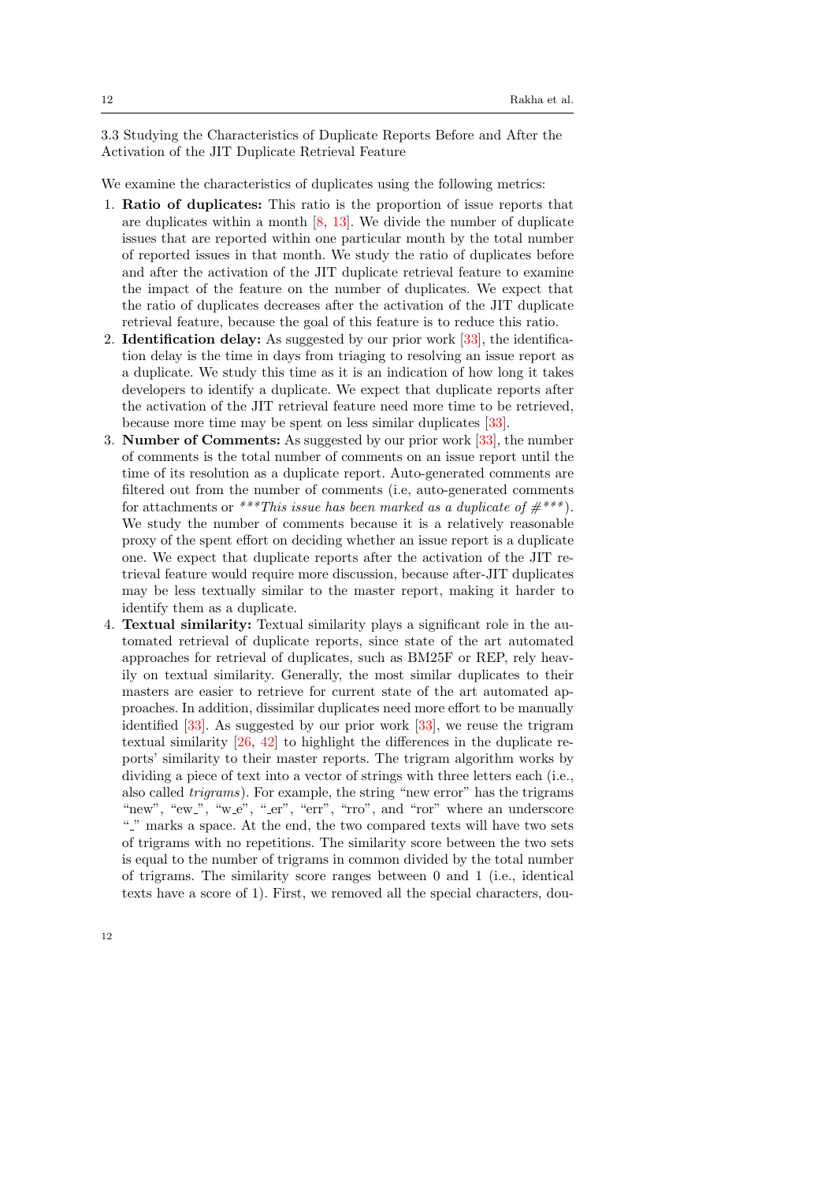### 3.3 Studying the Characteristics of Duplicate Reports Before and After the Activation of the JIT Duplicate Retrieval Feature

We examine the characteristics of duplicates using the following metrics:

1. **Ratio of duplicates:** This ratio is the proportion of issue reports that are duplicates within a month [8, 13]. We divide the number of duplicate issues that are reported within one particular month by the total number of reported issues in that month. We study the ratio of duplicates before and after the activation of the JIT duplicate retrieval feature to examine the impact of the feature on the number of duplicates. We expect that the ratio of duplicates decreases after the activation of the JIT duplicate retrieval feature, because the goal of this feature is to reduce this ratio.
2. **Identification delay:** As suggested by our prior work [33], the identification delay is the time in days from triaging to resolving an issue report as a duplicate. We study this time as it is an indication of how long it takes developers to identify a duplicate. We expect that duplicate reports after the activation of the JIT retrieval feature need more time to be retrieved, because more time may be spent on less similar duplicates [33].
3. **Number of Comments:** As suggested by our prior work [33], the number of comments is the total number of comments on an issue report until the time of its resolution as a duplicate report. Auto-generated comments are filtered out from the number of comments (i.e, auto-generated comments for attachments or *\*\*\*This issue has been marked as a duplicate of #\*\*\**). We study the number of comments because it is a relatively reasonable proxy of the spent effort on deciding whether an issue report is a duplicate one. We expect that duplicate reports after the activation of the JIT retrieval feature would require more discussion, because after-JIT duplicates may be less textually similar to the master report, making it harder to identify them as a duplicate.
4. **Textual similarity:** Textual similarity plays a significant role in the automated retrieval of duplicate reports, since state of the art automated approaches for retrieval of duplicates, such as BM25F or REP, rely heavily on textual similarity. Generally, the most similar duplicates to their masters are easier to retrieve for current state of the art automated approaches. In addition, dissimilar duplicates need more effort to be manually identified [33]. As suggested by our prior work [33], we reuse the trigram textual similarity [26, 42] to highlight the differences in the duplicate reports' similarity to their master reports. The trigram algorithm works by dividing a piece of text into a vector of strings with three letters each (i.e., also called *trigrams*). For example, the string "new error" has the trigrams "new", "ew_", "w_e", "_er", "err", "rro", and "ror" where an underscore "_" marks a space. At the end, the two compared texts will have two sets of trigrams with no repetitions. The similarity score between the two sets is equal to the number of trigrams in common divided by the total number of trigrams. The similarity score ranges between 0 and 1 (i.e., identical texts have a score of 1). First, we removed all the special characters, dou-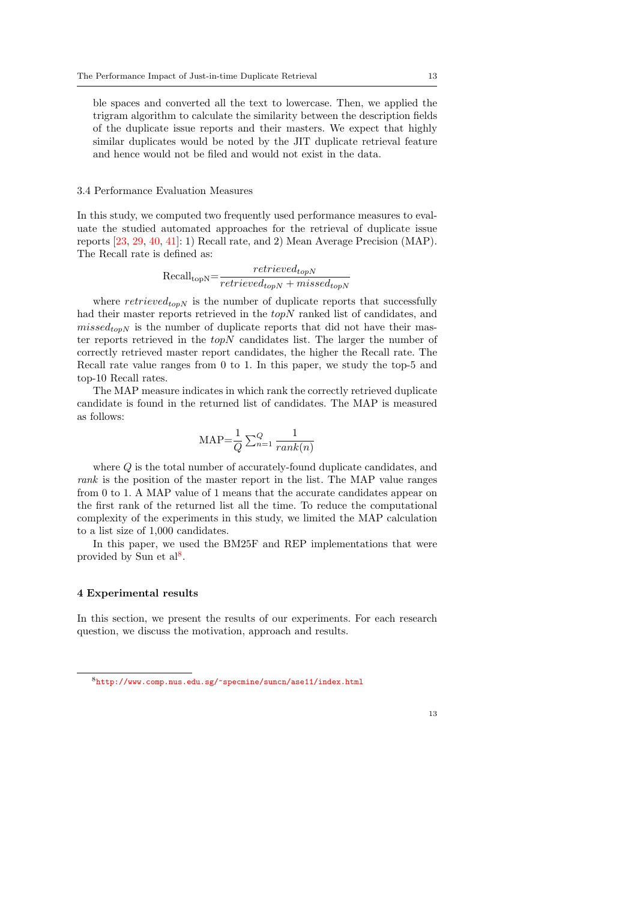ble spaces and converted all the text to lowercase. Then, we applied the trigram algorithm to calculate the similarity between the description fields of the duplicate issue reports and their masters. We expect that highly similar duplicates would be noted by the JIT duplicate retrieval feature and hence would not be filed and would not exist in the data.

### 3.4 Performance Evaluation Measures

In this study, we computed two frequently used performance measures to evaluate the studied automated approaches for the retrieval of duplicate issue reports [23, 29, 40, 41]: 1) Recall rate, and 2) Mean Average Precision (MAP). The Recall rate is defined as:

$$\text{Recall}_{\text{topN}} = \frac{retrieved_{topN}}{retrieved_{topN} + missed_{topN}}$$

where $retrieved_{topN}$ is the number of duplicate reports that successfully had their master reports retrieved in the *topN* ranked list of candidates, and $missed_{topN}$ is the number of duplicate reports that did not have their master reports retrieved in the *topN* candidates list. The larger the number of correctly retrieved master report candidates, the higher the Recall rate. The Recall rate value ranges from 0 to 1. In this paper, we study the top-5 and top-10 Recall rates.

The MAP measure indicates in which rank the correctly retrieved duplicate candidate is found in the returned list of candidates. The MAP is measured as follows:

$$\text{MAP} = \frac{1}{Q} \sum_{n=1}^{Q} \frac{1}{rank(n)}$$

where $Q$ is the total number of accurately-found duplicate candidates, and *rank* is the position of the master report in the list. The MAP value ranges from 0 to 1. A MAP value of 1 means that the accurate candidates appear on the first rank of the returned list all the time. To reduce the computational complexity of the experiments in this study, we limited the MAP calculation to a list size of 1,000 candidates.

In this paper, we used the BM25F and REP implementations that were provided by Sun et al[8].

## 4 Experimental results

In this section, we present the results of our experiments. For each research question, we discuss the motivation, approach and results.

[8] http://www.comp.nus.edu.sg/~specmine/suncn/ase11/index.html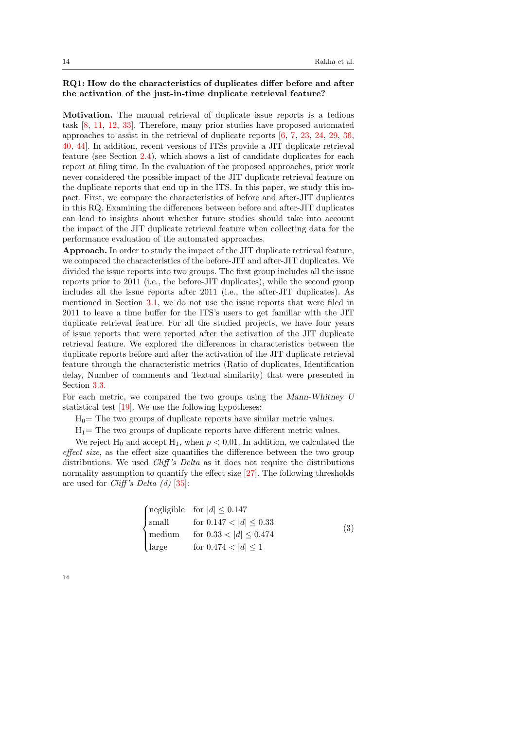**RQ1: How do the characteristics of duplicates differ before and after the activation of the just-in-time duplicate retrieval feature?**

**Motivation.** The manual retrieval of duplicate issue reports is a tedious task [8, 11, 12, 33]. Therefore, many prior studies have proposed automated approaches to assist in the retrieval of duplicate reports [6, 7, 23, 24, 29, 36, 40, 44]. In addition, recent versions of ITSs provide a JIT duplicate retrieval feature (see Section 2.4), which shows a list of candidate duplicates for each report at filing time. In the evaluation of the proposed approaches, prior work never considered the possible impact of the JIT duplicate retrieval feature on the duplicate reports that end up in the ITS. In this paper, we study this impact. First, we compare the characteristics of before and after-JIT duplicates in this RQ. Examining the differences between before and after-JIT duplicates can lead to insights about whether future studies should take into account the impact of the JIT duplicate retrieval feature when collecting data for the performance evaluation of the automated approaches.

**Approach.** In order to study the impact of the JIT duplicate retrieval feature, we compared the characteristics of the before-JIT and after-JIT duplicates. We divided the issue reports into two groups. The first group includes all the issue reports prior to 2011 (i.e., the before-JIT duplicates), while the second group includes all the issue reports after 2011 (i.e., the after-JIT duplicates). As mentioned in Section 3.1, we do not use the issue reports that were filed in 2011 to leave a time buffer for the ITS's users to get familiar with the JIT duplicate retrieval feature. For all the studied projects, we have four years of issue reports that were reported after the activation of the JIT duplicate retrieval feature. We explored the differences in characteristics between the duplicate reports before and after the activation of the JIT duplicate retrieval feature through the characteristic metrics (Ratio of duplicates, Identification delay, Number of comments and Textual similarity) that were presented in Section 3.3.

For each metric, we compared the two groups using the *Mann-Whitney U* statistical test [19]. We use the following hypotheses:

$H_0$= The two groups of duplicate reports have similar metric values.

$H_1$= The two groups of duplicate reports have different metric values.

We reject $H_0$ and accept $H_1$, when $p < 0.01$. In addition, we calculated the *effect size*, as the effect size quantifies the difference between the two group distributions. We used *Cliff's Delta* as it does not require the distributions normality assumption to quantify the effect size [27]. The following thresholds are used for *Cliff's Delta (d)* [35]:

$$\begin{cases} \text{negligible} & \text{for } |d| \leq 0.147 \\ \text{small} & \text{for } 0.147 < |d| \leq 0.33 \\ \text{medium} & \text{for } 0.33 < |d| \leq 0.474 \\ \text{large} & \text{for } 0.474 < |d| \leq 1 \end{cases} \quad (3)$$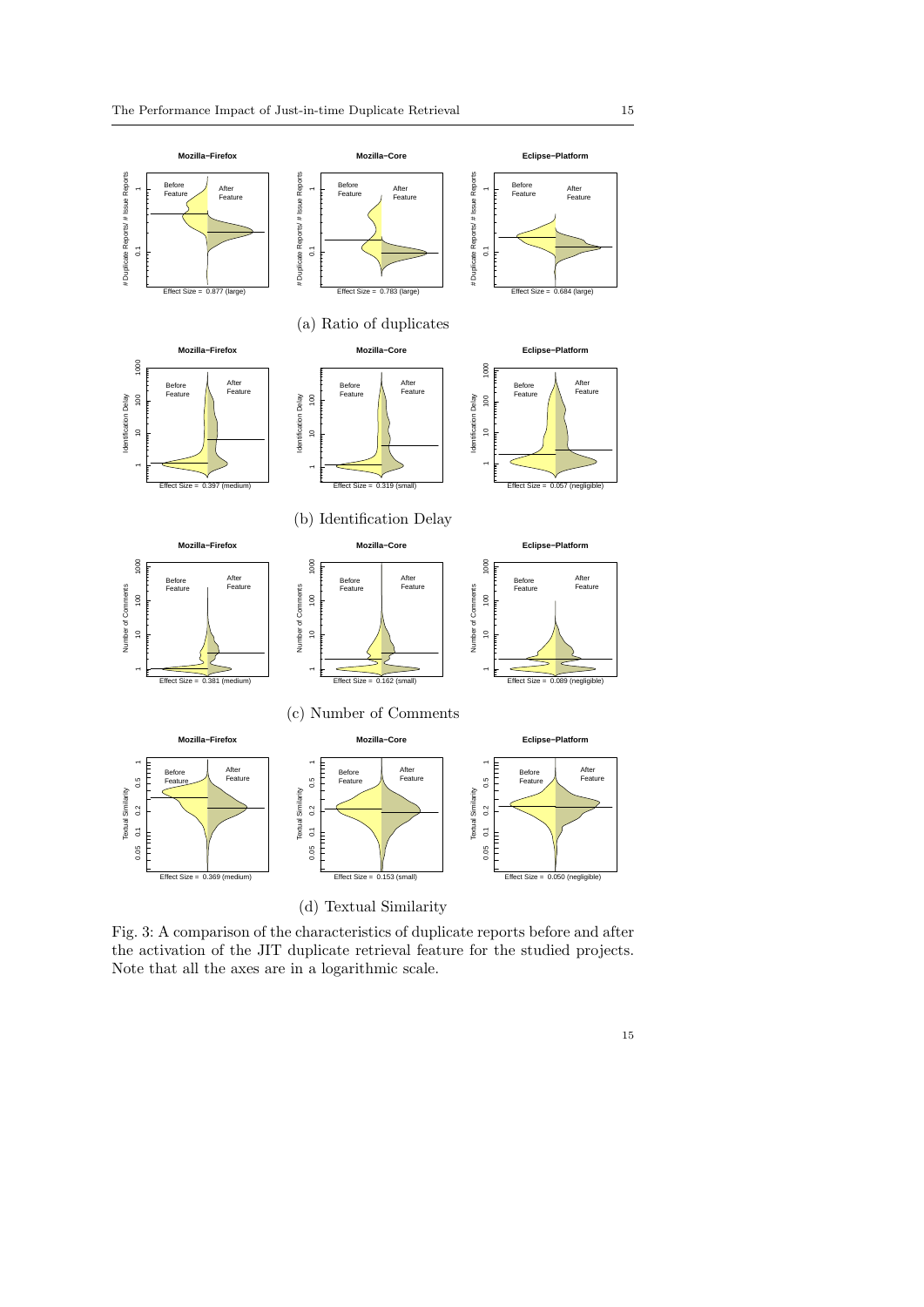(a) Ratio of duplicates

(b) Identification Delay

(c) Number of Comments

(d) Textual Similarity

Fig. 3: A comparison of the characteristics of duplicate reports before and after the activation of the JIT duplicate retrieval feature for the studied projects. Note that all the axes are in a logarithmic scale.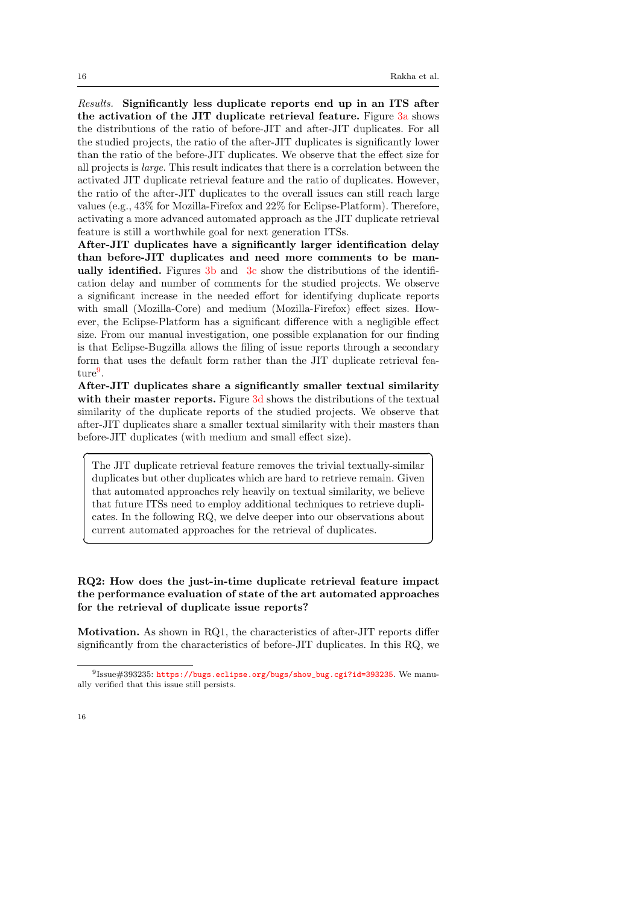*Results.* **Significantly less duplicate reports end up in an ITS after the activation of the JIT duplicate retrieval feature.** Figure 3a shows the distributions of the ratio of before-JIT and after-JIT duplicates. For all the studied projects, the ratio of the after-JIT duplicates is significantly lower than the ratio of the before-JIT duplicates. We observe that the effect size for all projects is *large*. This result indicates that there is a correlation between the activated JIT duplicate retrieval feature and the ratio of duplicates. However, the ratio of the after-JIT duplicates to the overall issues can still reach large values (e.g., 43% for Mozilla-Firefox and 22% for Eclipse-Platform). Therefore, activating a more advanced automated approach as the JIT duplicate retrieval feature is still a worthwhile goal for next generation ITSs.

**After-JIT duplicates have a significantly larger identification delay than before-JIT duplicates and need more comments to be manually identified.** Figures 3b and 3c show the distributions of the identification delay and number of comments for the studied projects. We observe a significant increase in the needed effort for identifying duplicate reports with small (Mozilla-Core) and medium (Mozilla-Firefox) effect sizes. However, the Eclipse-Platform has a significant difference with a negligible effect size. From our manual investigation, one possible explanation for our finding is that Eclipse-Bugzilla allows the filing of issue reports through a secondary form that uses the default form rather than the JIT duplicate retrieval feature[9].

**After-JIT duplicates share a significantly smaller textual similarity with their master reports.** Figure 3d shows the distributions of the textual similarity of the duplicate reports of the studied projects. We observe that after-JIT duplicates share a smaller textual similarity with their masters than before-JIT duplicates (with medium and small effect size).

> The JIT duplicate retrieval feature removes the trivial textually-similar duplicates but other duplicates which are hard to retrieve remain. Given that automated approaches rely heavily on textual similarity, we believe that future ITSs need to employ additional techniques to retrieve duplicates. In the following RQ, we delve deeper into our observations about current automated approaches for the retrieval of duplicates.

**RQ2: How does the just-in-time duplicate retrieval feature impact the performance evaluation of state of the art automated approaches for the retrieval of duplicate issue reports?**

**Motivation.** As shown in RQ1, the characteristics of after-JIT reports differ significantly from the characteristics of before-JIT duplicates. In this RQ, we

[9] Issue#393235: https://bugs.eclipse.org/bugs/show_bug.cgi?id=393235. We manually verified that this issue still persists.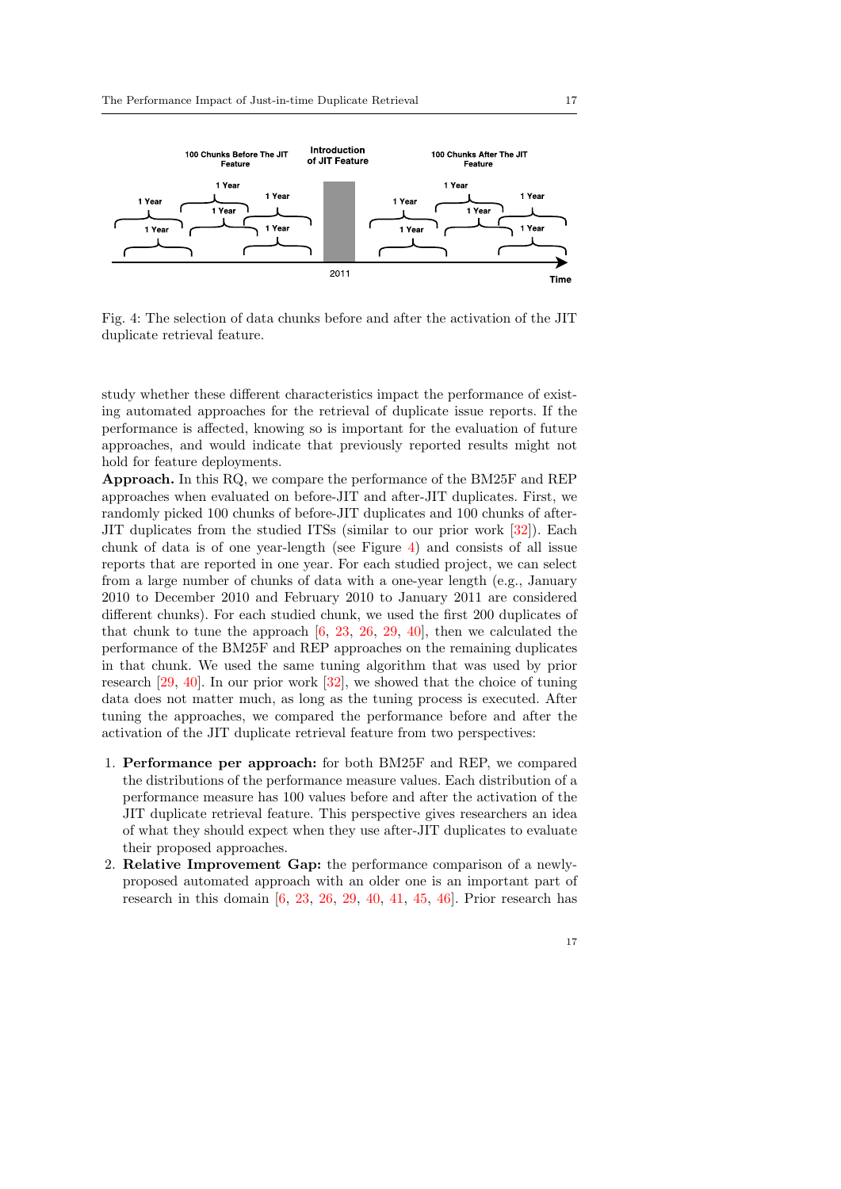Fig. 4: The selection of data chunks before and after the activation of the JIT duplicate retrieval feature.

study whether these different characteristics impact the performance of existing automated approaches for the retrieval of duplicate issue reports. If the performance is affected, knowing so is important for the evaluation of future approaches, and would indicate that previously reported results might not hold for feature deployments.

**Approach.** In this RQ, we compare the performance of the BM25F and REP approaches when evaluated on before-JIT and after-JIT duplicates. First, we randomly picked 100 chunks of before-JIT duplicates and 100 chunks of after-JIT duplicates from the studied ITSs (similar to our prior work [32]). Each chunk of data is of one year-length (see Figure 4) and consists of all issue reports that are reported in one year. For each studied project, we can select from a large number of chunks of data with a one-year length (e.g., January 2010 to December 2010 and February 2010 to January 2011 are considered different chunks). For each studied chunk, we used the first 200 duplicates of that chunk to tune the approach [6, 23, 26, 29, 40], then we calculated the performance of the BM25F and REP approaches on the remaining duplicates in that chunk. We used the same tuning algorithm that was used by prior research [29, 40]. In our prior work [32], we showed that the choice of tuning data does not matter much, as long as the tuning process is executed. After tuning the approaches, we compared the performance before and after the activation of the JIT duplicate retrieval feature from two perspectives:

1. **Performance per approach:** for both BM25F and REP, we compared the distributions of the performance measure values. Each distribution of a performance measure has 100 values before and after the activation of the JIT duplicate retrieval feature. This perspective gives researchers an idea of what they should expect when they use after-JIT duplicates to evaluate their proposed approaches.
2. **Relative Improvement Gap:** the performance comparison of a newly-proposed automated approach with an older one is an important part of research in this domain [6, 23, 26, 29, 40, 41, 45, 46]. Prior research has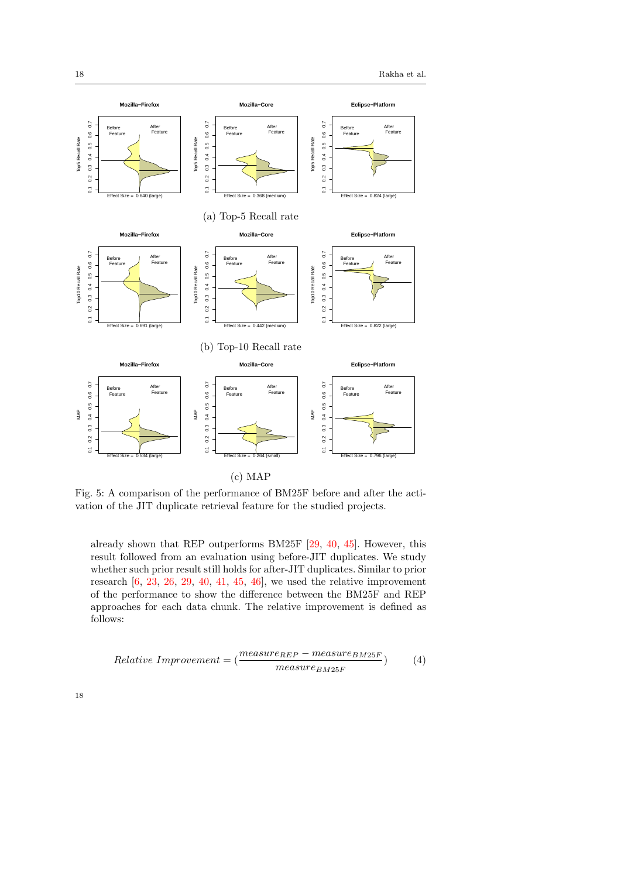(a) Top-5 Recall rate

(b) Top-10 Recall rate

(c) MAP

Fig. 5: A comparison of the performance of BM25F before and after the activation of the JIT duplicate retrieval feature for the studied projects.

already shown that REP outperforms BM25F [29, 40, 45]. However, this result followed from an evaluation using before-JIT duplicates. We study whether such prior result still holds for after-JIT duplicates. Similar to prior research [6, 23, 26, 29, 40, 41, 45, 46], we used the relative improvement of the performance to show the difference between the BM25F and REP approaches for each data chunk. The relative improvement is defined as follows:

$$Relative\ Improvement = \left(\frac{measure_{REP} - measure_{BM25F}}{measure_{BM25F}}\right) \qquad (4)$$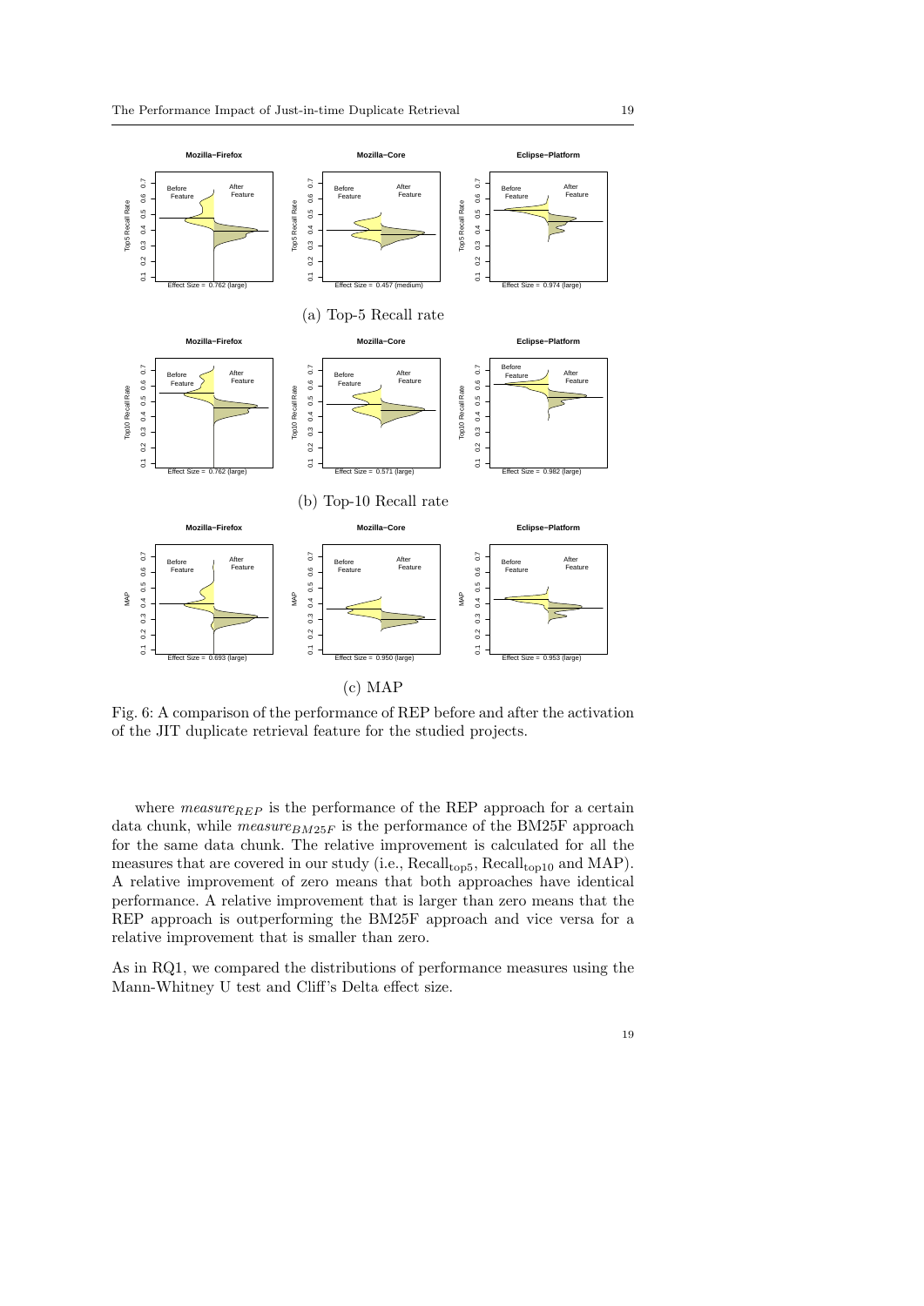(a) Top-5 Recall rate

(b) Top-10 Recall rate

(c) MAP

Fig. 6: A comparison of the performance of REP before and after the activation of the JIT duplicate retrieval feature for the studied projects.

where $measure_{REP}$ is the performance of the REP approach for a certain data chunk, while $measure_{BM25F}$ is the performance of the BM25F approach for the same data chunk. The relative improvement is calculated for all the measures that are covered in our study (i.e., $\text{Recall}_{\text{top5}}$, $\text{Recall}_{\text{top10}}$ and MAP). A relative improvement of zero means that both approaches have identical performance. A relative improvement that is larger than zero means that the REP approach is outperforming the BM25F approach and vice versa for a relative improvement that is smaller than zero.

As in RQ1, we compared the distributions of performance measures using the Mann-Whitney U test and Cliff's Delta effect size.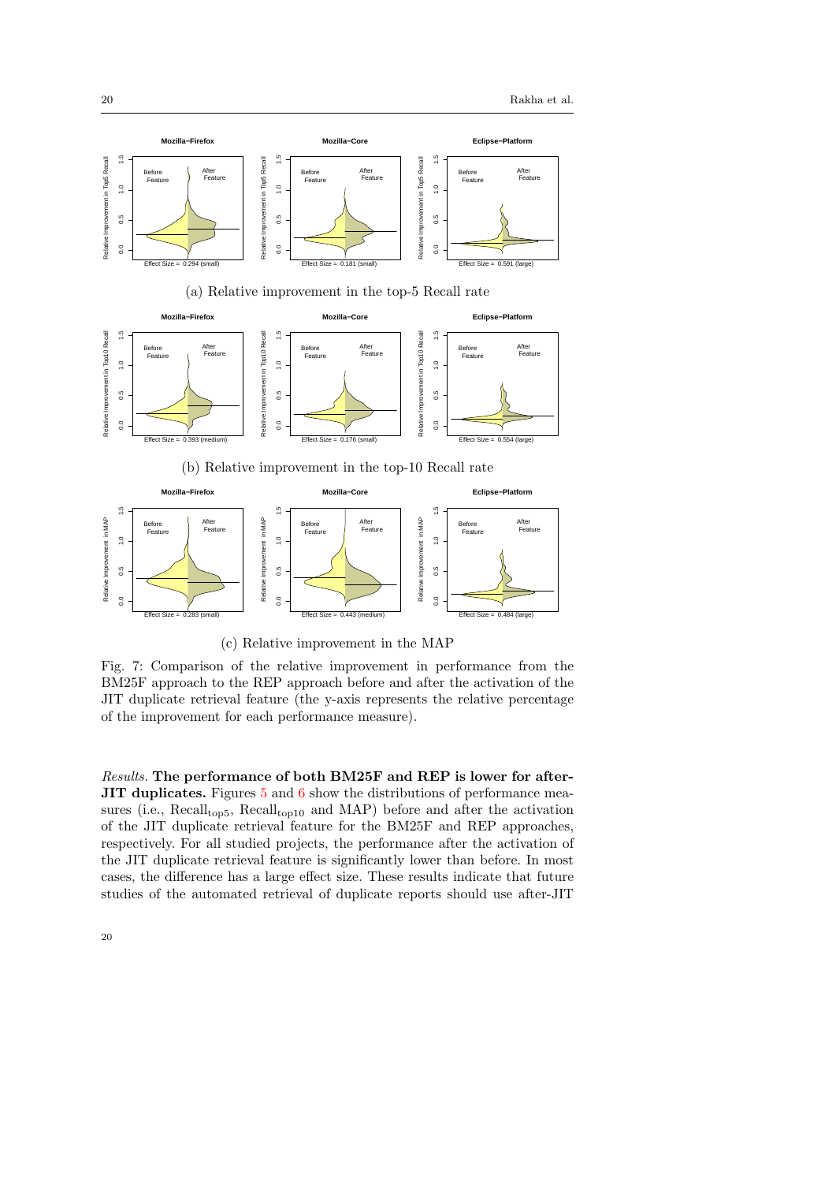(a) Relative improvement in the top-5 Recall rate

(b) Relative improvement in the top-10 Recall rate

(c) Relative improvement in the MAP

Fig. 7: Comparison of the relative improvement in performance from the BM25F approach to the REP approach before and after the activation of the JIT duplicate retrieval feature (the y-axis represents the relative percentage of the improvement for each performance measure).

*Results.* **The performance of both BM25F and REP is lower for after-JIT duplicates.** Figures 5 and 6 show the distributions of performance measures (i.e., $\text{Recall}_{\text{top5}}$, $\text{Recall}_{\text{top10}}$ and MAP) before and after the activation of the JIT duplicate retrieval feature for the BM25F and REP approaches, respectively. For all studied projects, the performance after the activation of the JIT duplicate retrieval feature is significantly lower than before. In most cases, the difference has a large effect size. These results indicate that future studies of the automated retrieval of duplicate reports should use after-JIT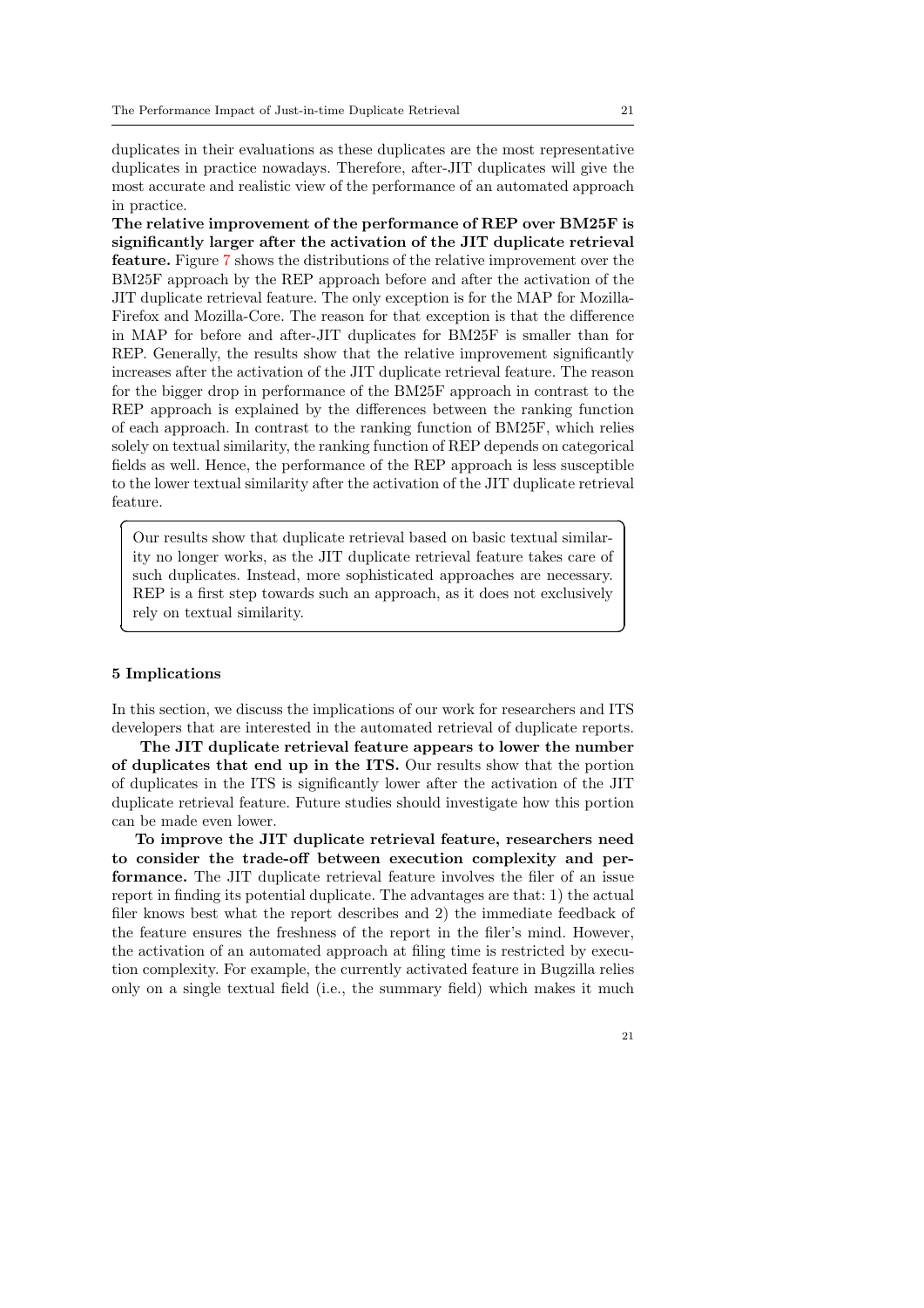duplicates in their evaluations as these duplicates are the most representative duplicates in practice nowadays. Therefore, after-JIT duplicates will give the most accurate and realistic view of the performance of an automated approach in practice.

**The relative improvement of the performance of REP over BM25F is significantly larger after the activation of the JIT duplicate retrieval feature.** Figure 7 shows the distributions of the relative improvement over the BM25F approach by the REP approach before and after the activation of the JIT duplicate retrieval feature. The only exception is for the MAP for Mozilla-Firefox and Mozilla-Core. The reason for that exception is that the difference in MAP for before and after-JIT duplicates for BM25F is smaller than for REP. Generally, the results show that the relative improvement significantly increases after the activation of the JIT duplicate retrieval feature. The reason for the bigger drop in performance of the BM25F approach in contrast to the REP approach is explained by the differences between the ranking function of each approach. In contrast to the ranking function of BM25F, which relies solely on textual similarity, the ranking function of REP depends on categorical fields as well. Hence, the performance of the REP approach is less susceptible to the lower textual similarity after the activation of the JIT duplicate retrieval feature.

> Our results show that duplicate retrieval based on basic textual similarity no longer works, as the JIT duplicate retrieval feature takes care of such duplicates. Instead, more sophisticated approaches are necessary. REP is a first step towards such an approach, as it does not exclusively rely on textual similarity.

## 5 Implications

In this section, we discuss the implications of our work for researchers and ITS developers that are interested in the automated retrieval of duplicate reports.

**The JIT duplicate retrieval feature appears to lower the number of duplicates that end up in the ITS.** Our results show that the portion of duplicates in the ITS is significantly lower after the activation of the JIT duplicate retrieval feature. Future studies should investigate how this portion can be made even lower.

**To improve the JIT duplicate retrieval feature, researchers need to consider the trade-off between execution complexity and performance.** The JIT duplicate retrieval feature involves the filer of an issue report in finding its potential duplicate. The advantages are that: 1) the actual filer knows best what the report describes and 2) the immediate feedback of the feature ensures the freshness of the report in the filer's mind. However, the activation of an automated approach at filing time is restricted by execution complexity. For example, the currently activated feature in Bugzilla relies only on a single textual field (i.e., the summary field) which makes it much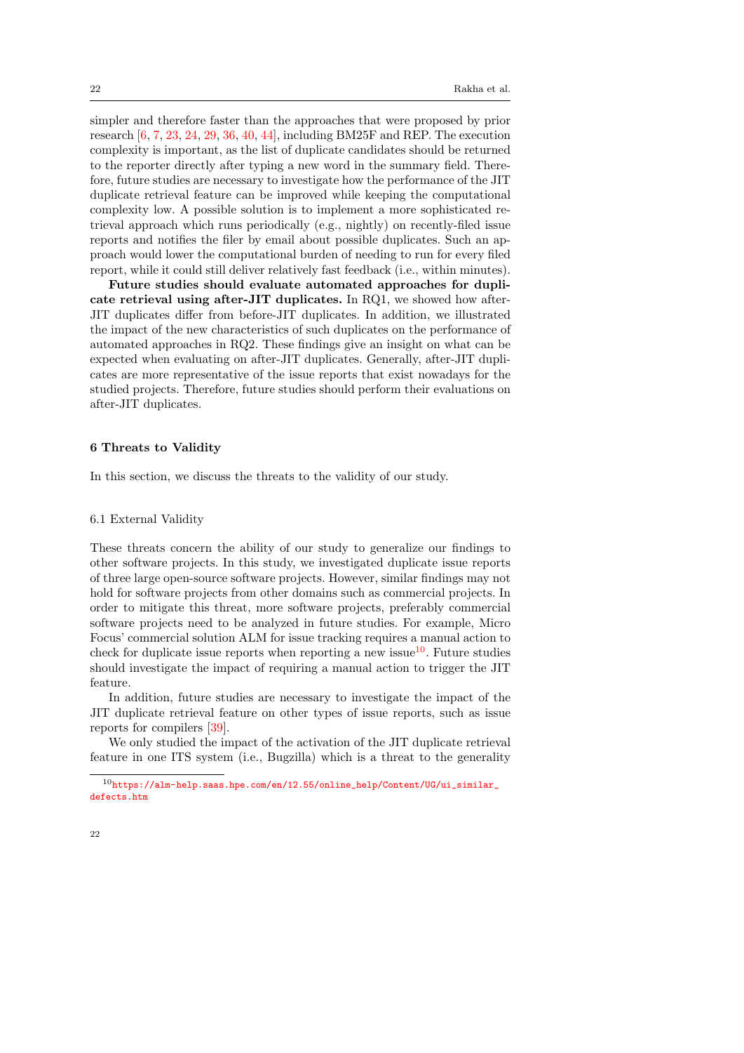simpler and therefore faster than the approaches that were proposed by prior research [6, 7, 23, 24, 29, 36, 40, 44], including BM25F and REP. The execution complexity is important, as the list of duplicate candidates should be returned to the reporter directly after typing a new word in the summary field. Therefore, future studies are necessary to investigate how the performance of the JIT duplicate retrieval feature can be improved while keeping the computational complexity low. A possible solution is to implement a more sophisticated retrieval approach which runs periodically (e.g., nightly) on recently-filed issue reports and notifies the filer by email about possible duplicates. Such an approach would lower the computational burden of needing to run for every filed report, while it could still deliver relatively fast feedback (i.e., within minutes).

**Future studies should evaluate automated approaches for duplicate retrieval using after-JIT duplicates.** In RQ1, we showed how after-JIT duplicates differ from before-JIT duplicates. In addition, we illustrated the impact of the new characteristics of such duplicates on the performance of automated approaches in RQ2. These findings give an insight on what can be expected when evaluating on after-JIT duplicates. Generally, after-JIT duplicates are more representative of the issue reports that exist nowadays for the studied projects. Therefore, future studies should perform their evaluations on after-JIT duplicates.

## 6 Threats to Validity

In this section, we discuss the threats to the validity of our study.

### 6.1 External Validity

These threats concern the ability of our study to generalize our findings to other software projects. In this study, we investigated duplicate issue reports of three large open-source software projects. However, similar findings may not hold for software projects from other domains such as commercial projects. In order to mitigate this threat, more software projects, preferably commercial software projects need to be analyzed in future studies. For example, Micro Focus' commercial solution ALM for issue tracking requires a manual action to check for duplicate issue reports when reporting a new issue[10]. Future studies should investigate the impact of requiring a manual action to trigger the JIT feature.

In addition, future studies are necessary to investigate the impact of the JIT duplicate retrieval feature on other types of issue reports, such as issue reports for compilers [39].

We only studied the impact of the activation of the JIT duplicate retrieval feature in one ITS system (i.e., Bugzilla) which is a threat to the generality

[10] https://alm-help.saas.hpe.com/en/12.55/online_help/Content/UG/ui_similar_defects.htm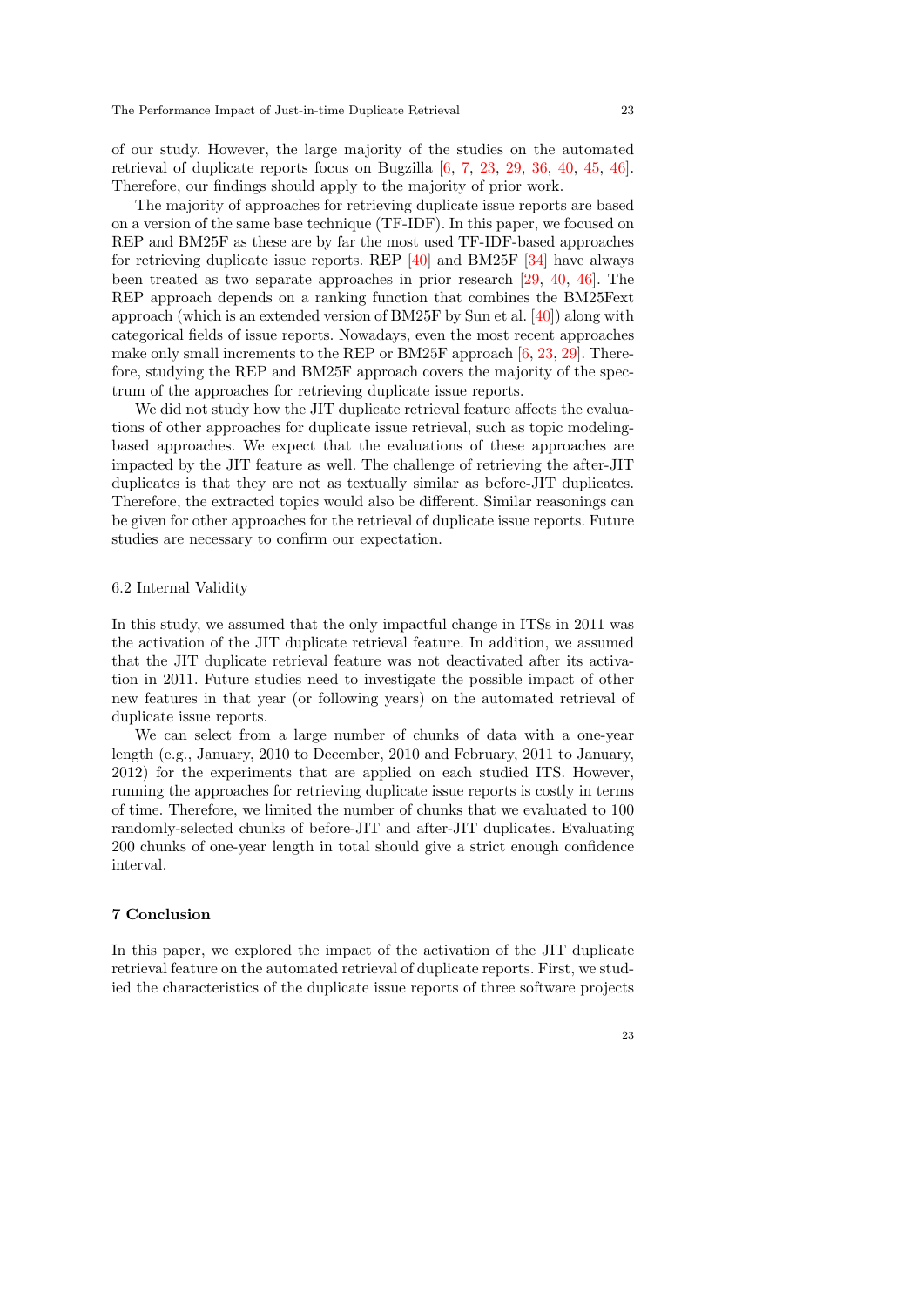of our study. However, the large majority of the studies on the automated retrieval of duplicate reports focus on Bugzilla [6, 7, 23, 29, 36, 40, 45, 46]. Therefore, our findings should apply to the majority of prior work.

The majority of approaches for retrieving duplicate issue reports are based on a version of the same base technique (TF-IDF). In this paper, we focused on REP and BM25F as these are by far the most used TF-IDF-based approaches for retrieving duplicate issue reports. REP [40] and BM25F [34] have always been treated as two separate approaches in prior research [29, 40, 46]. The REP approach depends on a ranking function that combines the BM25Fext approach (which is an extended version of BM25F by Sun et al. [40]) along with categorical fields of issue reports. Nowadays, even the most recent approaches make only small increments to the REP or BM25F approach [6, 23, 29]. Therefore, studying the REP and BM25F approach covers the majority of the spectrum of the approaches for retrieving duplicate issue reports.

We did not study how the JIT duplicate retrieval feature affects the evaluations of other approaches for duplicate issue retrieval, such as topic modeling-based approaches. We expect that the evaluations of these approaches are impacted by the JIT feature as well. The challenge of retrieving the after-JIT duplicates is that they are not as textually similar as before-JIT duplicates. Therefore, the extracted topics would also be different. Similar reasonings can be given for other approaches for the retrieval of duplicate issue reports. Future studies are necessary to confirm our expectation.

### 6.2 Internal Validity

In this study, we assumed that the only impactful change in ITSs in 2011 was the activation of the JIT duplicate retrieval feature. In addition, we assumed that the JIT duplicate retrieval feature was not deactivated after its activation in 2011. Future studies need to investigate the possible impact of other new features in that year (or following years) on the automated retrieval of duplicate issue reports.

We can select from a large number of chunks of data with a one-year length (e.g., January, 2010 to December, 2010 and February, 2011 to January, 2012) for the experiments that are applied on each studied ITS. However, running the approaches for retrieving duplicate issue reports is costly in terms of time. Therefore, we limited the number of chunks that we evaluated to 100 randomly-selected chunks of before-JIT and after-JIT duplicates. Evaluating 200 chunks of one-year length in total should give a strict enough confidence interval.

## 7 Conclusion

In this paper, we explored the impact of the activation of the JIT duplicate retrieval feature on the automated retrieval of duplicate reports. First, we studied the characteristics of the duplicate issue reports of three software projects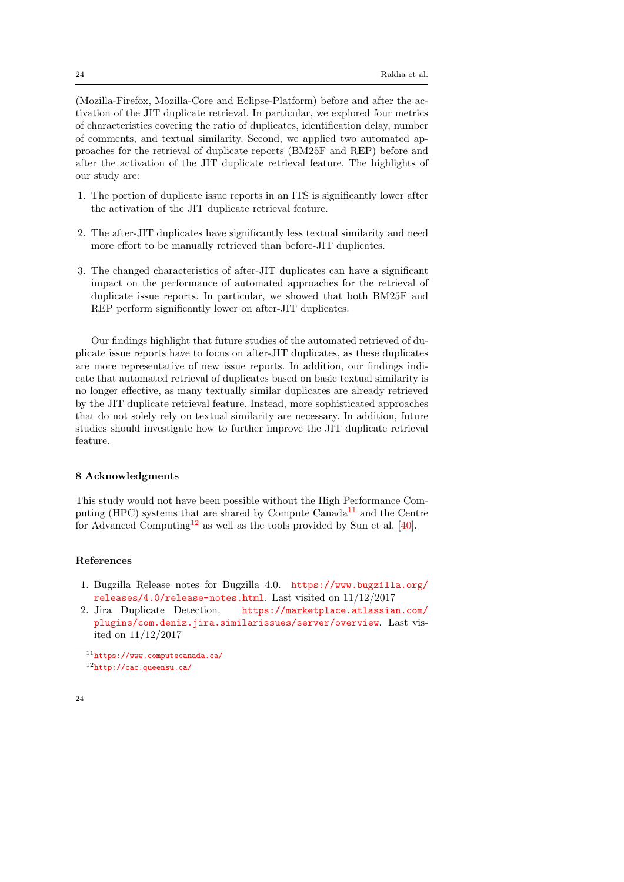(Mozilla-Firefox, Mozilla-Core and Eclipse-Platform) before and after the activation of the JIT duplicate retrieval. In particular, we explored four metrics of characteristics covering the ratio of duplicates, identification delay, number of comments, and textual similarity. Second, we applied two automated approaches for the retrieval of duplicate reports (BM25F and REP) before and after the activation of the JIT duplicate retrieval feature. The highlights of our study are:

1. The portion of duplicate issue reports in an ITS is significantly lower after the activation of the JIT duplicate retrieval feature.

2. The after-JIT duplicates have significantly less textual similarity and need more effort to be manually retrieved than before-JIT duplicates.

3. The changed characteristics of after-JIT duplicates can have a significant impact on the performance of automated approaches for the retrieval of duplicate issue reports. In particular, we showed that both BM25F and REP perform significantly lower on after-JIT duplicates.

Our findings highlight that future studies of the automated retrieved of duplicate issue reports have to focus on after-JIT duplicates, as these duplicates are more representative of new issue reports. In addition, our findings indicate that automated retrieval of duplicates based on basic textual similarity is no longer effective, as many textually similar duplicates are already retrieved by the JIT duplicate retrieval feature. Instead, more sophisticated approaches that do not solely rely on textual similarity are necessary. In addition, future studies should investigate how to further improve the JIT duplicate retrieval feature.

## 8 Acknowledgments

This study would not have been possible without the High Performance Computing (HPC) systems that are shared by Compute Canada[11] and the Centre for Advanced Computing[12] as well as the tools provided by Sun et al. [40].

## References

1. Bugzilla Release notes for Bugzilla 4.0. https://www.bugzilla.org/releases/4.0/release-notes.html. Last visited on 11/12/2017
2. Jira Duplicate Detection. https://marketplace.atlassian.com/plugins/com.deniz.jira.similarissues/server/overview. Last visited on 11/12/2017

---

[11] https://www.computecanada.ca/

[12] http://cac.queensu.ca/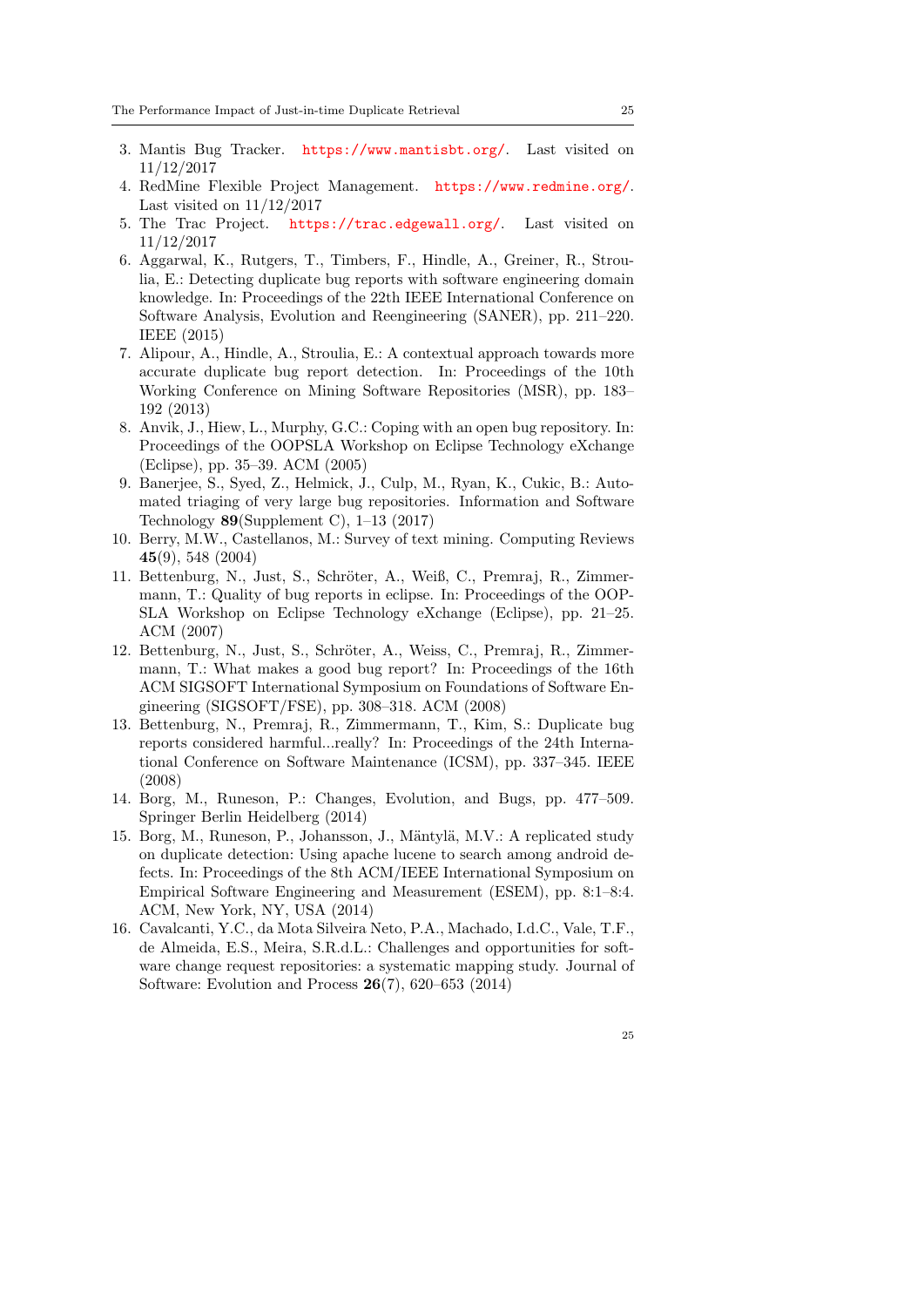3. Mantis Bug Tracker. https://www.mantisbt.org/. Last visited on 11/12/2017
4. RedMine Flexible Project Management. https://www.redmine.org/. Last visited on 11/12/2017
5. The Trac Project. https://trac.edgewall.org/. Last visited on 11/12/2017
6. Aggarwal, K., Rutgers, T., Timbers, F., Hindle, A., Greiner, R., Stroulia, E.: Detecting duplicate bug reports with software engineering domain knowledge. In: Proceedings of the 22th IEEE International Conference on Software Analysis, Evolution and Reengineering (SANER), pp. 211–220. IEEE (2015)
7. Alipour, A., Hindle, A., Stroulia, E.: A contextual approach towards more accurate duplicate bug report detection. In: Proceedings of the 10th Working Conference on Mining Software Repositories (MSR), pp. 183–192 (2013)
8. Anvik, J., Hiew, L., Murphy, G.C.: Coping with an open bug repository. In: Proceedings of the OOPSLA Workshop on Eclipse Technology eXchange (Eclipse), pp. 35–39. ACM (2005)
9. Banerjee, S., Syed, Z., Helmick, J., Culp, M., Ryan, K., Cukic, B.: Automated triaging of very large bug repositories. Information and Software Technology **89**(Supplement C), 1–13 (2017)
10. Berry, M.W., Castellanos, M.: Survey of text mining. Computing Reviews **45**(9), 548 (2004)
11. Bettenburg, N., Just, S., Schröter, A., Weiß, C., Premraj, R., Zimmermann, T.: Quality of bug reports in eclipse. In: Proceedings of the OOPSLA Workshop on Eclipse Technology eXchange (Eclipse), pp. 21–25. ACM (2007)
12. Bettenburg, N., Just, S., Schröter, A., Weiss, C., Premraj, R., Zimmermann, T.: What makes a good bug report? In: Proceedings of the 16th ACM SIGSOFT International Symposium on Foundations of Software Engineering (SIGSOFT/FSE), pp. 308–318. ACM (2008)
13. Bettenburg, N., Premraj, R., Zimmermann, T., Kim, S.: Duplicate bug reports considered harmful...really? In: Proceedings of the 24th International Conference on Software Maintenance (ICSM), pp. 337–345. IEEE (2008)
14. Borg, M., Runeson, P.: Changes, Evolution, and Bugs, pp. 477–509. Springer Berlin Heidelberg (2014)
15. Borg, M., Runeson, P., Johansson, J., Mäntylä, M.V.: A replicated study on duplicate detection: Using apache lucene to search among android defects. In: Proceedings of the 8th ACM/IEEE International Symposium on Empirical Software Engineering and Measurement (ESEM), pp. 8:1–8:4. ACM, New York, NY, USA (2014)
16. Cavalcanti, Y.C., da Mota Silveira Neto, P.A., Machado, I.d.C., Vale, T.F., de Almeida, E.S., Meira, S.R.d.L.: Challenges and opportunities for software change request repositories: a systematic mapping study. Journal of Software: Evolution and Process **26**(7), 620–653 (2014)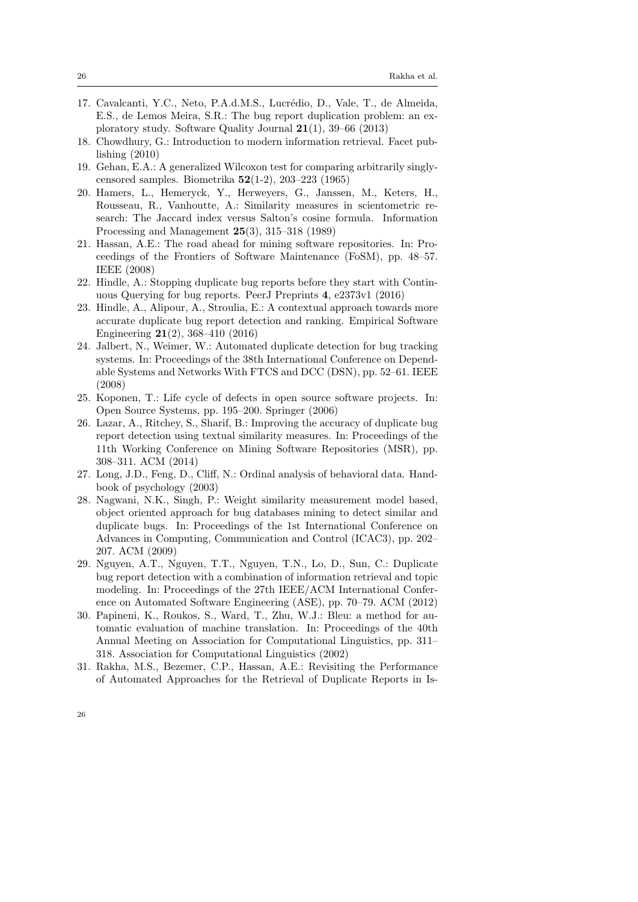17. Cavalcanti, Y.C., Neto, P.A.d.M.S., Lucrédio, D., Vale, T., de Almeida, E.S., de Lemos Meira, S.R.: The bug report duplication problem: an exploratory study. Software Quality Journal **21**(1), 39–66 (2013)
18. Chowdhury, G.: Introduction to modern information retrieval. Facet publishing (2010)
19. Gehan, E.A.: A generalized Wilcoxon test for comparing arbitrarily singly-censored samples. Biometrika **52**(1-2), 203–223 (1965)
20. Hamers, L., Hemeryck, Y., Herweyers, G., Janssen, M., Keters, H., Rousseau, R., Vanhoutte, A.: Similarity measures in scientometric research: The Jaccard index versus Salton's cosine formula. Information Processing and Management **25**(3), 315–318 (1989)
21. Hassan, A.E.: The road ahead for mining software repositories. In: Proceedings of the Frontiers of Software Maintenance (FoSM), pp. 48–57. IEEE (2008)
22. Hindle, A.: Stopping duplicate bug reports before they start with Continuous Querying for bug reports. PeerJ Preprints **4**, e2373v1 (2016)
23. Hindle, A., Alipour, A., Stroulia, E.: A contextual approach towards more accurate duplicate bug report detection and ranking. Empirical Software Engineering **21**(2), 368–410 (2016)
24. Jalbert, N., Weimer, W.: Automated duplicate detection for bug tracking systems. In: Proceedings of the 38th International Conference on Dependable Systems and Networks With FTCS and DCC (DSN), pp. 52–61. IEEE (2008)
25. Koponen, T.: Life cycle of defects in open source software projects. In: Open Source Systems, pp. 195–200. Springer (2006)
26. Lazar, A., Ritchey, S., Sharif, B.: Improving the accuracy of duplicate bug report detection using textual similarity measures. In: Proceedings of the 11th Working Conference on Mining Software Repositories (MSR), pp. 308–311. ACM (2014)
27. Long, J.D., Feng, D., Cliff, N.: Ordinal analysis of behavioral data. Handbook of psychology (2003)
28. Nagwani, N.K., Singh, P.: Weight similarity measurement model based, object oriented approach for bug databases mining to detect similar and duplicate bugs. In: Proceedings of the 1st International Conference on Advances in Computing, Communication and Control (ICAC3), pp. 202–207. ACM (2009)
29. Nguyen, A.T., Nguyen, T.T., Nguyen, T.N., Lo, D., Sun, C.: Duplicate bug report detection with a combination of information retrieval and topic modeling. In: Proceedings of the 27th IEEE/ACM International Conference on Automated Software Engineering (ASE), pp. 70–79. ACM (2012)
30. Papineni, K., Roukos, S., Ward, T., Zhu, W.J.: Bleu: a method for automatic evaluation of machine translation. In: Proceedings of the 40th Annual Meeting on Association for Computational Linguistics, pp. 311–318. Association for Computational Linguistics (2002)
31. Rakha, M.S., Bezemer, C.P., Hassan, A.E.: Revisiting the Performance of Automated Approaches for the Retrieval of Duplicate Reports in Is-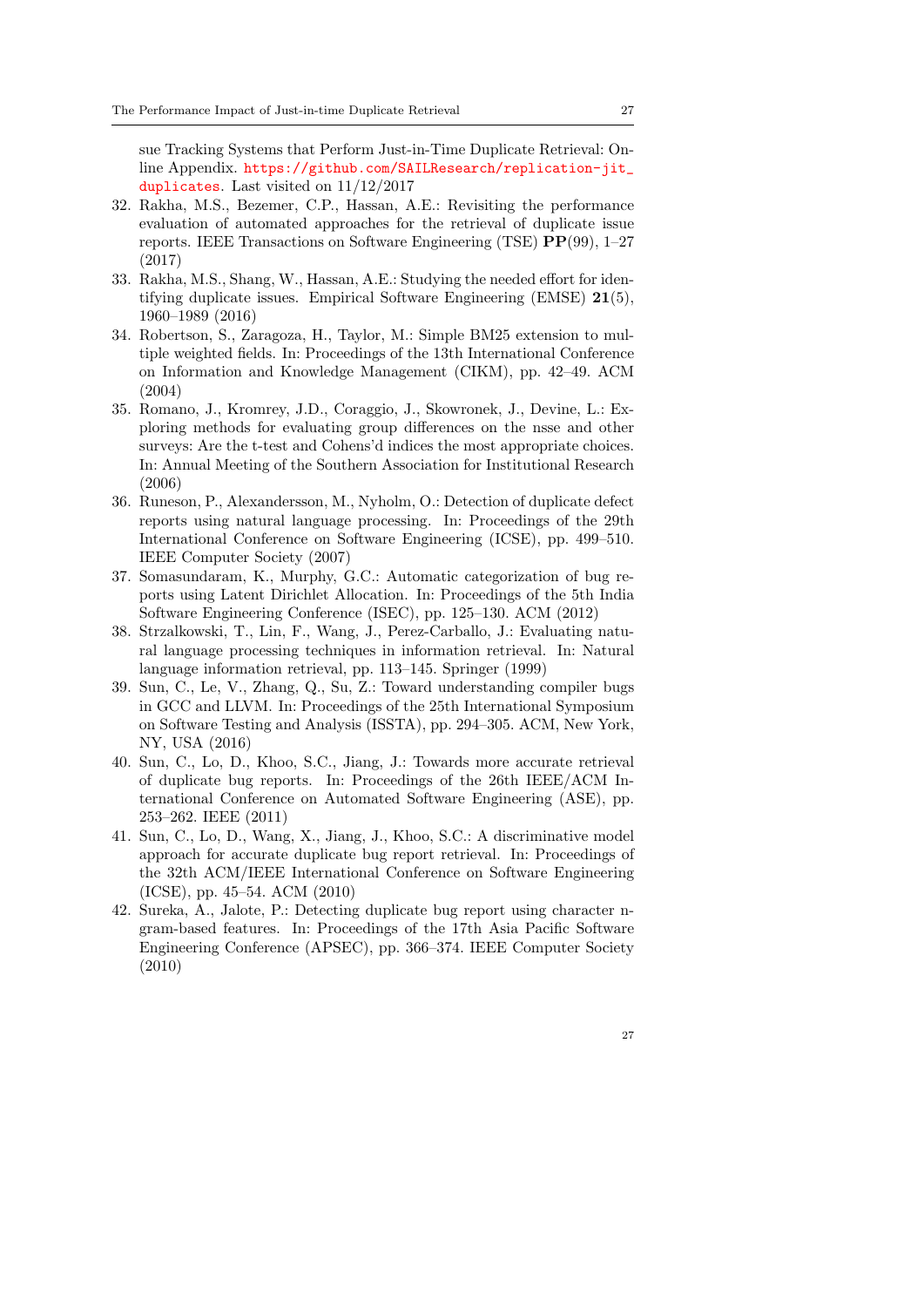sue Tracking Systems that Perform Just-in-Time Duplicate Retrieval: Online Appendix. https://github.com/SAILResearch/replication-jit_duplicates. Last visited on 11/12/2017

32. Rakha, M.S., Bezemer, C.P., Hassan, A.E.: Revisiting the performance evaluation of automated approaches for the retrieval of duplicate issue reports. IEEE Transactions on Software Engineering (TSE) **PP**(99), 1–27 (2017)
33. Rakha, M.S., Shang, W., Hassan, A.E.: Studying the needed effort for identifying duplicate issues. Empirical Software Engineering (EMSE) **21**(5), 1960–1989 (2016)
34. Robertson, S., Zaragoza, H., Taylor, M.: Simple BM25 extension to multiple weighted fields. In: Proceedings of the 13th International Conference on Information and Knowledge Management (CIKM), pp. 42–49. ACM (2004)
35. Romano, J., Kromrey, J.D., Coraggio, J., Skowronek, J., Devine, L.: Exploring methods for evaluating group differences on the nsse and other surveys: Are the t-test and Cohens'd indices the most appropriate choices. In: Annual Meeting of the Southern Association for Institutional Research (2006)
36. Runeson, P., Alexandersson, M., Nyholm, O.: Detection of duplicate defect reports using natural language processing. In: Proceedings of the 29th International Conference on Software Engineering (ICSE), pp. 499–510. IEEE Computer Society (2007)
37. Somasundaram, K., Murphy, G.C.: Automatic categorization of bug reports using Latent Dirichlet Allocation. In: Proceedings of the 5th India Software Engineering Conference (ISEC), pp. 125–130. ACM (2012)
38. Strzalkowski, T., Lin, F., Wang, J., Perez-Carballo, J.: Evaluating natural language processing techniques in information retrieval. In: Natural language information retrieval, pp. 113–145. Springer (1999)
39. Sun, C., Le, V., Zhang, Q., Su, Z.: Toward understanding compiler bugs in GCC and LLVM. In: Proceedings of the 25th International Symposium on Software Testing and Analysis (ISSTA), pp. 294–305. ACM, New York, NY, USA (2016)
40. Sun, C., Lo, D., Khoo, S.C., Jiang, J.: Towards more accurate retrieval of duplicate bug reports. In: Proceedings of the 26th IEEE/ACM International Conference on Automated Software Engineering (ASE), pp. 253–262. IEEE (2011)
41. Sun, C., Lo, D., Wang, X., Jiang, J., Khoo, S.C.: A discriminative model approach for accurate duplicate bug report retrieval. In: Proceedings of the 32th ACM/IEEE International Conference on Software Engineering (ICSE), pp. 45–54. ACM (2010)
42. Sureka, A., Jalote, P.: Detecting duplicate bug report using character n-gram-based features. In: Proceedings of the 17th Asia Pacific Software Engineering Conference (APSEC), pp. 366–374. IEEE Computer Society (2010)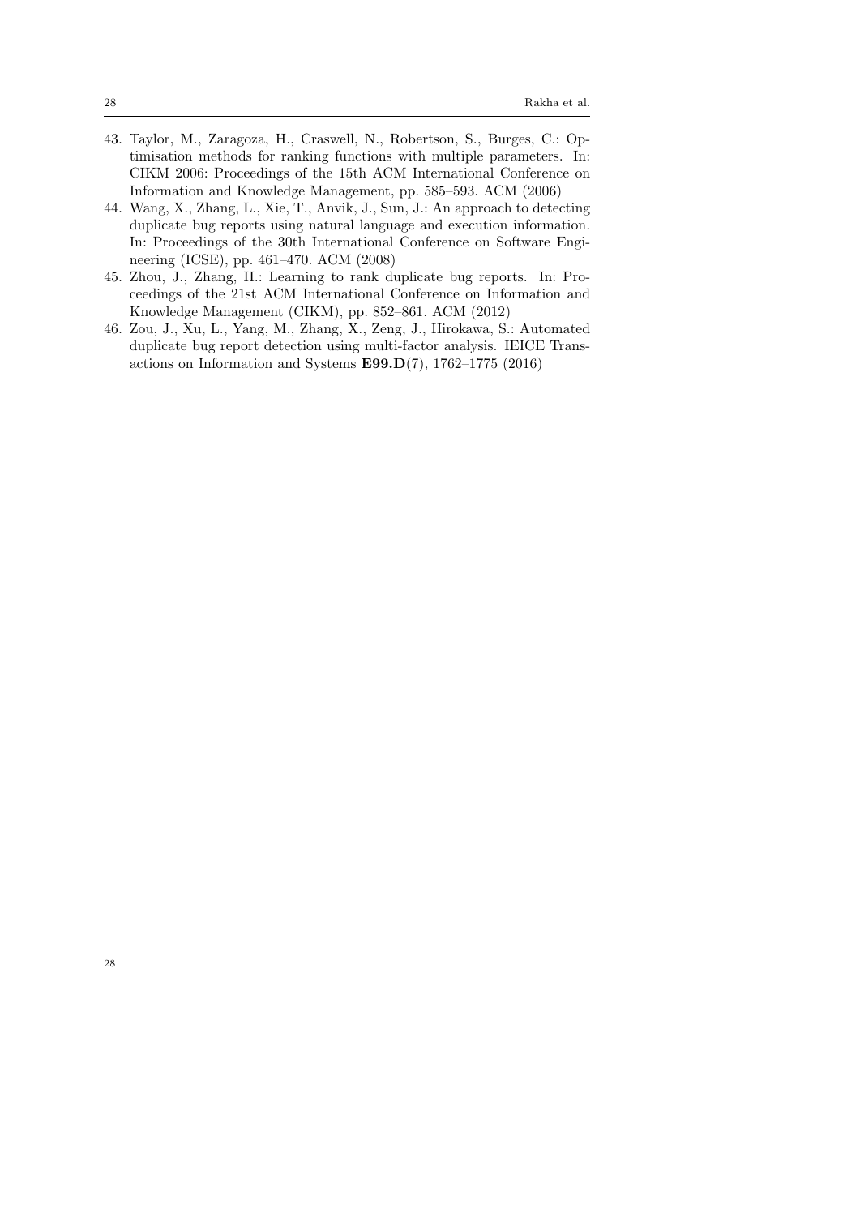43. Taylor, M., Zaragoza, H., Craswell, N., Robertson, S., Burges, C.: Optimisation methods for ranking functions with multiple parameters. In: CIKM 2006: Proceedings of the 15th ACM International Conference on Information and Knowledge Management, pp. 585–593. ACM (2006)
44. Wang, X., Zhang, L., Xie, T., Anvik, J., Sun, J.: An approach to detecting duplicate bug reports using natural language and execution information. In: Proceedings of the 30th International Conference on Software Engineering (ICSE), pp. 461–470. ACM (2008)
45. Zhou, J., Zhang, H.: Learning to rank duplicate bug reports. In: Proceedings of the 21st ACM International Conference on Information and Knowledge Management (CIKM), pp. 852–861. ACM (2012)
46. Zou, J., Xu, L., Yang, M., Zhang, X., Zeng, J., Hirokawa, S.: Automated duplicate bug report detection using multi-factor analysis. IEICE Transactions on Information and Systems **E99.D**(7), 1762–1775 (2016)